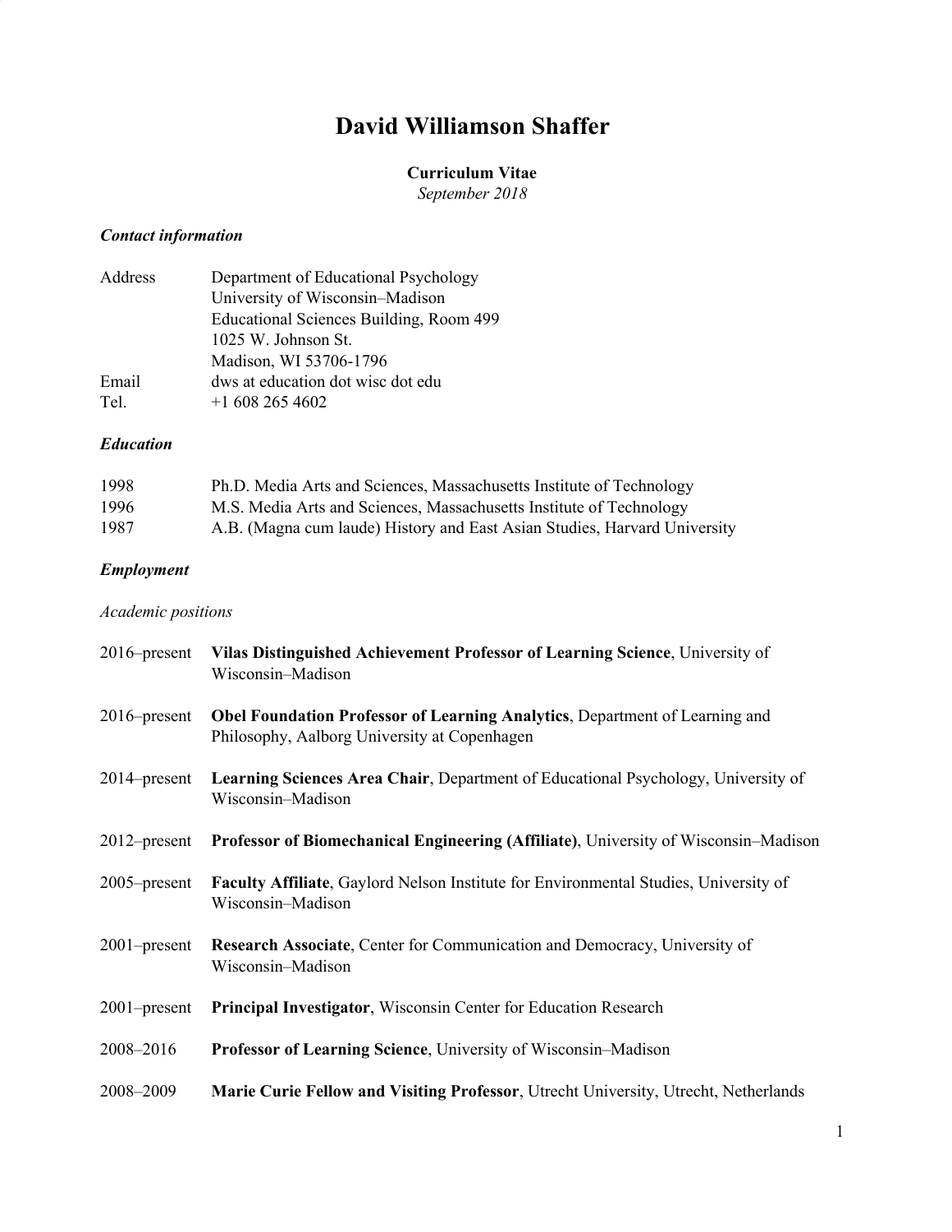# David Williamson Shaffer

**Curriculum Vitae**
*September 2018*

### *Contact information*

| | |
|---|---|
| Address | Department of Educational Psychology<br>University of Wisconsin–Madison<br>Educational Sciences Building, Room 499<br>1025 W. Johnson St.<br>Madison, WI 53706-1796 |
| Email | dws at education dot wisc dot edu |
| Tel. | +1 608 265 4602 |

### *Education*

| | |
|---|---|
| 1998 | Ph.D. Media Arts and Sciences, Massachusetts Institute of Technology |
| 1996 | M.S. Media Arts and Sciences, Massachusetts Institute of Technology |
| 1987 | A.B. (Magna cum laude) History and East Asian Studies, Harvard University |

### *Employment*

*Academic positions*

| | |
|---|---|
| 2016–present | **Vilas Distinguished Achievement Professor of Learning Science**, University of Wisconsin–Madison |
| 2016–present | **Obel Foundation Professor of Learning Analytics**, Department of Learning and Philosophy, Aalborg University at Copenhagen |
| 2014–present | **Learning Sciences Area Chair**, Department of Educational Psychology, University of Wisconsin–Madison |
| 2012–present | **Professor of Biomechanical Engineering (Affiliate)**, University of Wisconsin–Madison |
| 2005–present | **Faculty Affiliate**, Gaylord Nelson Institute for Environmental Studies, University of Wisconsin–Madison |
| 2001–present | **Research Associate**, Center for Communication and Democracy, University of Wisconsin–Madison |
| 2001–present | **Principal Investigator**, Wisconsin Center for Education Research |
| 2008–2016 | **Professor of Learning Science**, University of Wisconsin–Madison |
| 2008–2009 | **Marie Curie Fellow and Visiting Professor**, Utrecht University, Utrecht, Netherlands |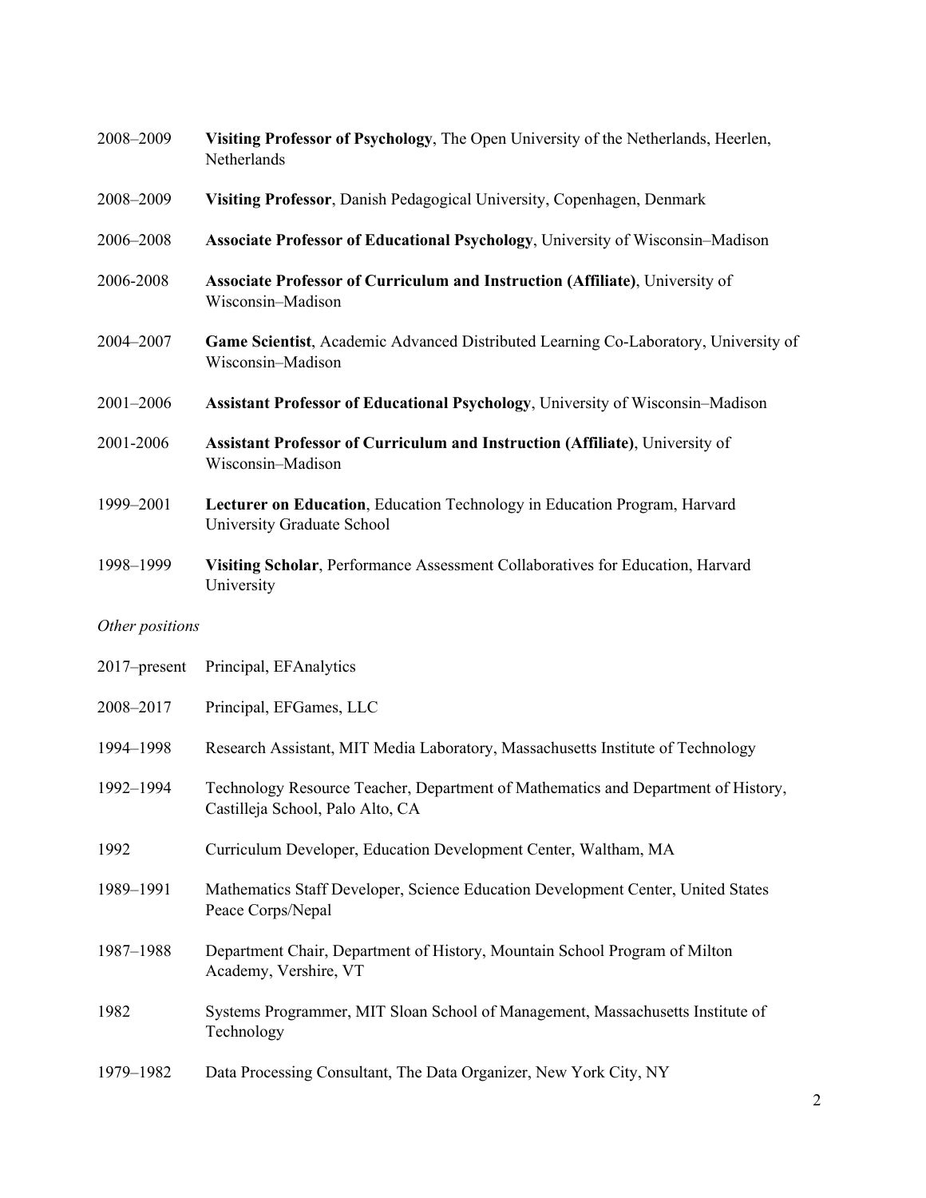2008–2009 **Visiting Professor of Psychology**, The Open University of the Netherlands, Heerlen, Netherlands

2008–2009 **Visiting Professor**, Danish Pedagogical University, Copenhagen, Denmark

2006–2008 **Associate Professor of Educational Psychology**, University of Wisconsin–Madison

2006-2008 **Associate Professor of Curriculum and Instruction (Affiliate)**, University of Wisconsin–Madison

2004–2007 **Game Scientist**, Academic Advanced Distributed Learning Co-Laboratory, University of Wisconsin–Madison

2001–2006 **Assistant Professor of Educational Psychology**, University of Wisconsin–Madison

2001-2006 **Assistant Professor of Curriculum and Instruction (Affiliate)**, University of Wisconsin–Madison

1999–2001 **Lecturer on Education**, Education Technology in Education Program, Harvard University Graduate School

1998–1999 **Visiting Scholar**, Performance Assessment Collaboratives for Education, Harvard University

*Other positions*

2017–present Principal, EFAnalytics

2008–2017 Principal, EFGames, LLC

1994–1998 Research Assistant, MIT Media Laboratory, Massachusetts Institute of Technology

1992–1994 Technology Resource Teacher, Department of Mathematics and Department of History, Castilleja School, Palo Alto, CA

1992 Curriculum Developer, Education Development Center, Waltham, MA

1989–1991 Mathematics Staff Developer, Science Education Development Center, United States Peace Corps/Nepal

1987–1988 Department Chair, Department of History, Mountain School Program of Milton Academy, Vershire, VT

1982 Systems Programmer, MIT Sloan School of Management, Massachusetts Institute of Technology

1979–1982 Data Processing Consultant, The Data Organizer, New York City, NY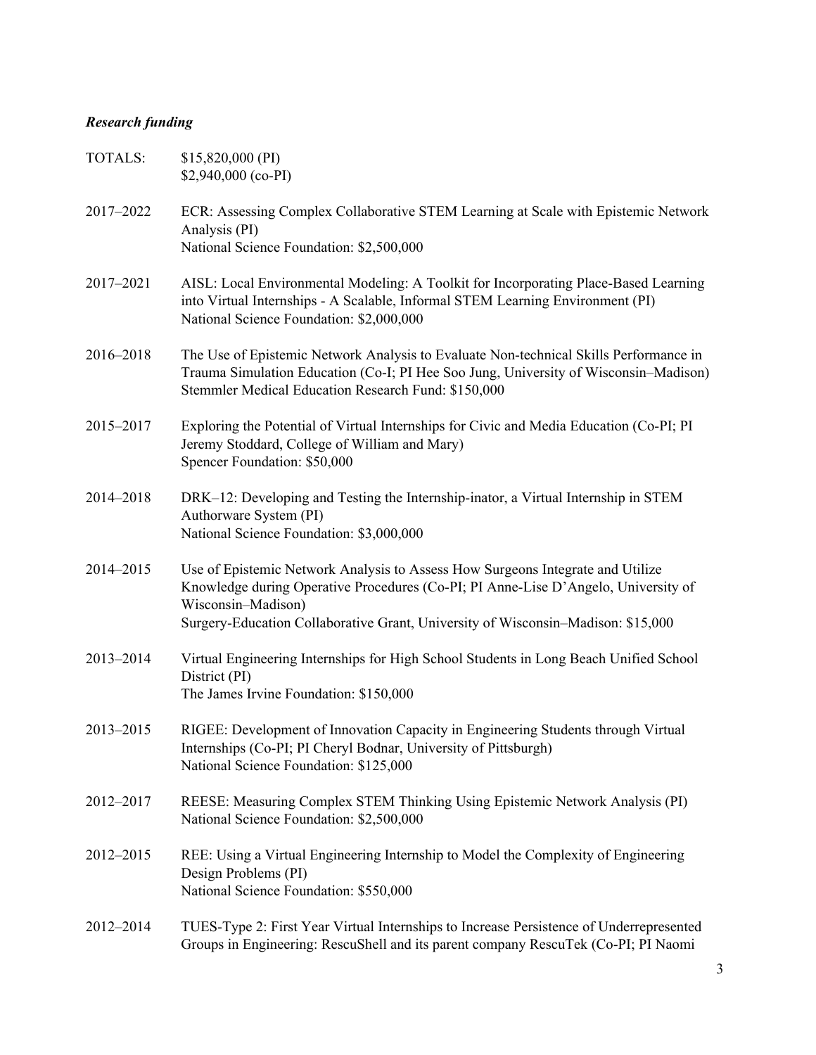***Research funding***

TOTALS: $15,820,000 (PI)
$2,940,000 (co-PI)

2017–2022 ECR: Assessing Complex Collaborative STEM Learning at Scale with Epistemic Network Analysis (PI)
National Science Foundation: $2,500,000

2017–2021 AISL: Local Environmental Modeling: A Toolkit for Incorporating Place-Based Learning into Virtual Internships - A Scalable, Informal STEM Learning Environment (PI)
National Science Foundation: $2,000,000

2016–2018 The Use of Epistemic Network Analysis to Evaluate Non-technical Skills Performance in Trauma Simulation Education (Co-I; PI Hee Soo Jung, University of Wisconsin–Madison)
Stemmler Medical Education Research Fund: $150,000

2015–2017 Exploring the Potential of Virtual Internships for Civic and Media Education (Co-PI; PI Jeremy Stoddard, College of William and Mary)
Spencer Foundation: $50,000

2014–2018 DRK–12: Developing and Testing the Internship-inator, a Virtual Internship in STEM Authorware System (PI)
National Science Foundation: $3,000,000

2014–2015 Use of Epistemic Network Analysis to Assess How Surgeons Integrate and Utilize Knowledge during Operative Procedures (Co-PI; PI Anne-Lise D'Angelo, University of Wisconsin–Madison)
Surgery-Education Collaborative Grant, University of Wisconsin–Madison: $15,000

2013–2014 Virtual Engineering Internships for High School Students in Long Beach Unified School District (PI)
The James Irvine Foundation: $150,000

2013–2015 RIGEE: Development of Innovation Capacity in Engineering Students through Virtual Internships (Co-PI; PI Cheryl Bodnar, University of Pittsburgh)
National Science Foundation: $125,000

2012–2017 REESE: Measuring Complex STEM Thinking Using Epistemic Network Analysis (PI)
National Science Foundation: $2,500,000

2012–2015 REE: Using a Virtual Engineering Internship to Model the Complexity of Engineering Design Problems (PI)
National Science Foundation: $550,000

2012–2014 TUES-Type 2: First Year Virtual Internships to Increase Persistence of Underrepresented Groups in Engineering: RescuShell and its parent company RescuTek (Co-PI; PI Naomi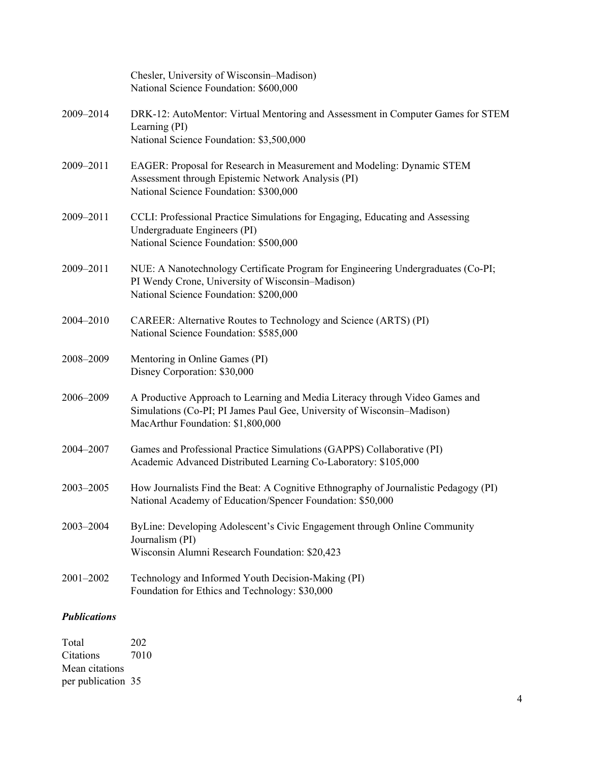Chesler, University of Wisconsin–Madison)
National Science Foundation: $600,000

2009–2014 DRK-12: AutoMentor: Virtual Mentoring and Assessment in Computer Games for STEM Learning (PI)
National Science Foundation: $3,500,000

2009–2011 EAGER: Proposal for Research in Measurement and Modeling: Dynamic STEM Assessment through Epistemic Network Analysis (PI)
National Science Foundation: $300,000

2009–2011 CCLI: Professional Practice Simulations for Engaging, Educating and Assessing Undergraduate Engineers (PI)
National Science Foundation: $500,000

2009–2011 NUE: A Nanotechnology Certificate Program for Engineering Undergraduates (Co-PI; PI Wendy Crone, University of Wisconsin–Madison)
National Science Foundation: $200,000

2004–2010 CAREER: Alternative Routes to Technology and Science (ARTS) (PI)
National Science Foundation: $585,000

2008–2009 Mentoring in Online Games (PI)
Disney Corporation: $30,000

2006–2009 A Productive Approach to Learning and Media Literacy through Video Games and Simulations (Co-PI; PI James Paul Gee, University of Wisconsin–Madison)
MacArthur Foundation: $1,800,000

2004–2007 Games and Professional Practice Simulations (GAPPS) Collaborative (PI)
Academic Advanced Distributed Learning Co-Laboratory: $105,000

2003–2005 How Journalists Find the Beat: A Cognitive Ethnography of Journalistic Pedagogy (PI)
National Academy of Education/Spencer Foundation: $50,000

2003–2004 ByLine: Developing Adolescent's Civic Engagement through Online Community Journalism (PI)
Wisconsin Alumni Research Foundation: $20,423

2001–2002 Technology and Informed Youth Decision-Making (PI)
Foundation for Ethics and Technology: $30,000

### *Publications*

| | |
|---|---|
| Total | 202 |
| Citations | 7010 |
| Mean citations per publication | 35 |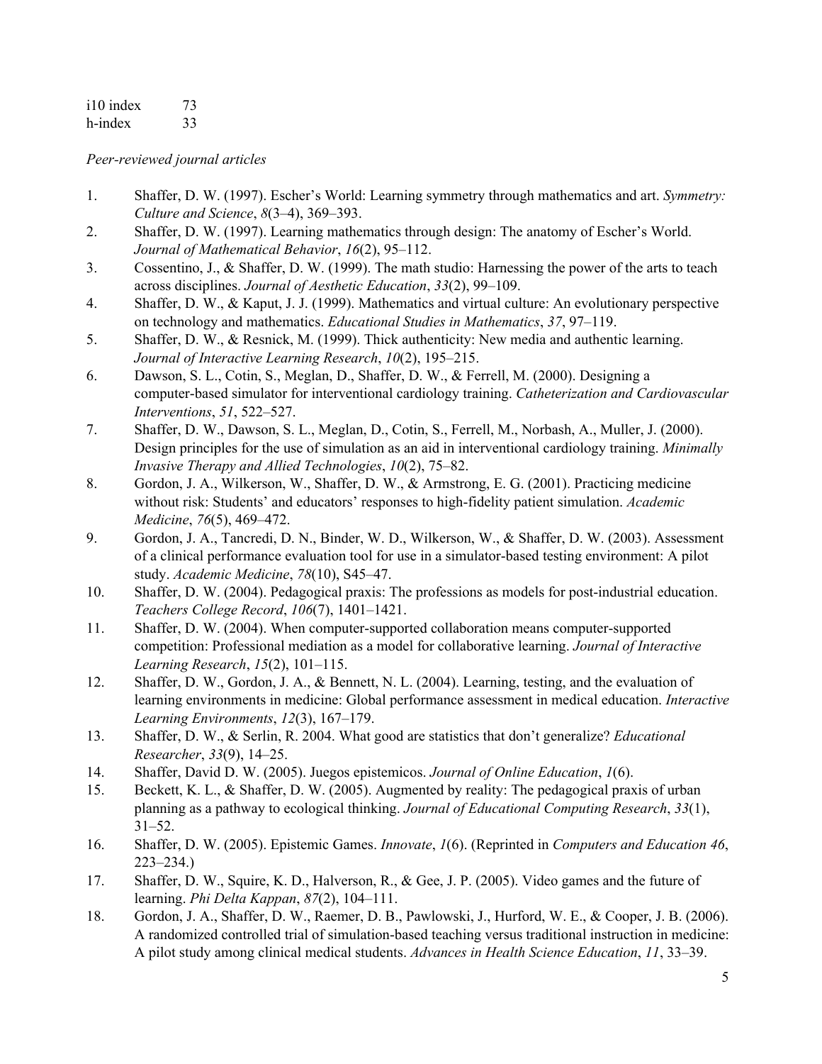| | |
|---|---|
| i10 index | 73 |
| h-index | 33 |

*Peer-reviewed journal articles*

1. Shaffer, D. W. (1997). Escher's World: Learning symmetry through mathematics and art. *Symmetry: Culture and Science*, *8*(3–4), 369–393.
2. Shaffer, D. W. (1997). Learning mathematics through design: The anatomy of Escher's World. *Journal of Mathematical Behavior*, *16*(2), 95–112.
3. Cossentino, J., & Shaffer, D. W. (1999). The math studio: Harnessing the power of the arts to teach across disciplines. *Journal of Aesthetic Education*, *33*(2), 99–109.
4. Shaffer, D. W., & Kaput, J. J. (1999). Mathematics and virtual culture: An evolutionary perspective on technology and mathematics. *Educational Studies in Mathematics*, *37*, 97–119.
5. Shaffer, D. W., & Resnick, M. (1999). Thick authenticity: New media and authentic learning. *Journal of Interactive Learning Research*, *10*(2), 195–215.
6. Dawson, S. L., Cotin, S., Meglan, D., Shaffer, D. W., & Ferrell, M. (2000). Designing a computer-based simulator for interventional cardiology training. *Catheterization and Cardiovascular Interventions*, *51*, 522–527.
7. Shaffer, D. W., Dawson, S. L., Meglan, D., Cotin, S., Ferrell, M., Norbash, A., Muller, J. (2000). Design principles for the use of simulation as an aid in interventional cardiology training. *Minimally Invasive Therapy and Allied Technologies*, *10*(2), 75–82.
8. Gordon, J. A., Wilkerson, W., Shaffer, D. W., & Armstrong, E. G. (2001). Practicing medicine without risk: Students' and educators' responses to high-fidelity patient simulation. *Academic Medicine*, *76*(5), 469–472.
9. Gordon, J. A., Tancredi, D. N., Binder, W. D., Wilkerson, W., & Shaffer, D. W. (2003). Assessment of a clinical performance evaluation tool for use in a simulator-based testing environment: A pilot study. *Academic Medicine*, *78*(10), S45–47.
10. Shaffer, D. W. (2004). Pedagogical praxis: The professions as models for post-industrial education. *Teachers College Record*, *106*(7), 1401–1421.
11. Shaffer, D. W. (2004). When computer-supported collaboration means computer-supported competition: Professional mediation as a model for collaborative learning. *Journal of Interactive Learning Research*, *15*(2), 101–115.
12. Shaffer, D. W., Gordon, J. A., & Bennett, N. L. (2004). Learning, testing, and the evaluation of learning environments in medicine: Global performance assessment in medical education. *Interactive Learning Environments*, *12*(3), 167–179.
13. Shaffer, D. W., & Serlin, R. 2004. What good are statistics that don't generalize? *Educational Researcher*, *33*(9), 14–25.
14. Shaffer, David D. W. (2005). Juegos epistemicos. *Journal of Online Education*, *1*(6).
15. Beckett, K. L., & Shaffer, D. W. (2005). Augmented by reality: The pedagogical praxis of urban planning as a pathway to ecological thinking. *Journal of Educational Computing Research*, *33*(1), 31–52.
16. Shaffer, D. W. (2005). Epistemic Games. *Innovate*, *1*(6). (Reprinted in *Computers and Education 46*, 223–234.)
17. Shaffer, D. W., Squire, K. D., Halverson, R., & Gee, J. P. (2005). Video games and the future of learning. *Phi Delta Kappan*, *87*(2), 104–111.
18. Gordon, J. A., Shaffer, D. W., Raemer, D. B., Pawlowski, J., Hurford, W. E., & Cooper, J. B. (2006). A randomized controlled trial of simulation-based teaching versus traditional instruction in medicine: A pilot study among clinical medical students. *Advances in Health Science Education*, *11*, 33–39.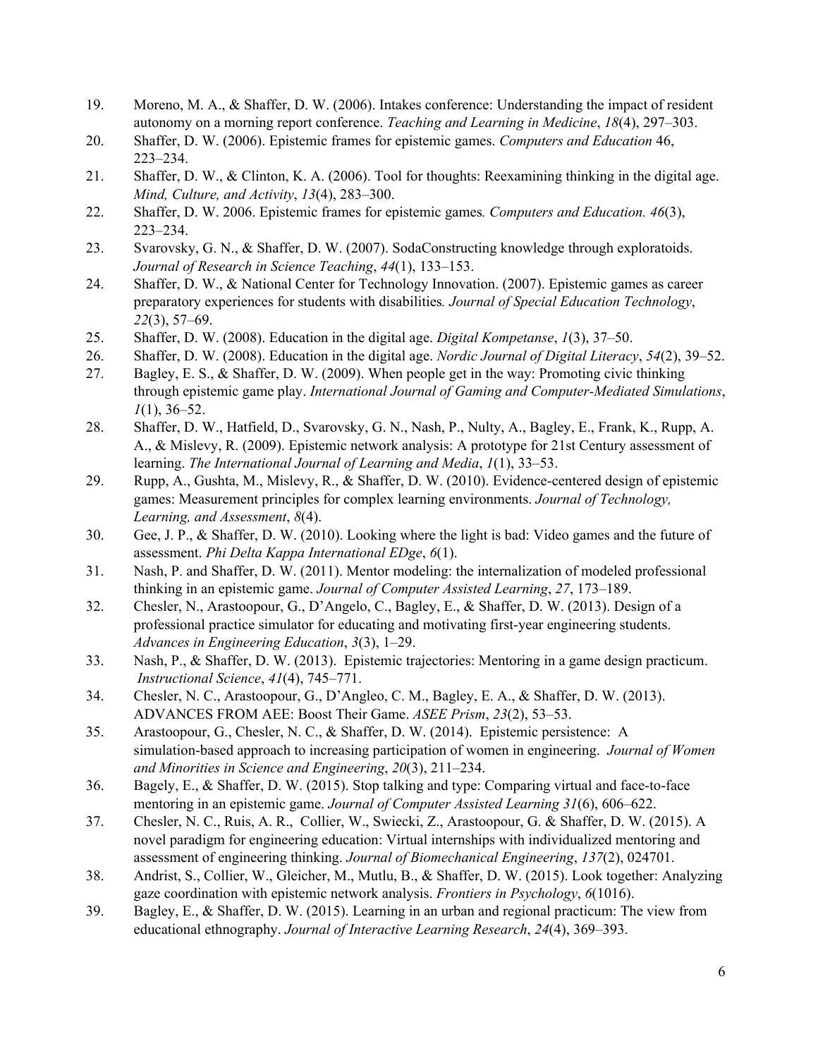19. Moreno, M. A., & Shaffer, D. W. (2006). Intakes conference: Understanding the impact of resident autonomy on a morning report conference. *Teaching and Learning in Medicine*, *18*(4), 297–303.
20. Shaffer, D. W. (2006). Epistemic frames for epistemic games. *Computers and Education* 46, 223–234.
21. Shaffer, D. W., & Clinton, K. A. (2006). Tool for thoughts: Reexamining thinking in the digital age. *Mind, Culture, and Activity*, *13*(4), 283–300.
22. Shaffer, D. W. 2006. Epistemic frames for epistemic games*. Computers and Education. 46*(3), 223–234.
23. Svarovsky, G. N., & Shaffer, D. W. (2007). SodaConstructing knowledge through exploratoids. *Journal of Research in Science Teaching*, *44*(1), 133–153.
24. Shaffer, D. W., & National Center for Technology Innovation. (2007). Epistemic games as career preparatory experiences for students with disabilities*. Journal of Special Education Technology*, *22*(3), 57–69.
25. Shaffer, D. W. (2008). Education in the digital age. *Digital Kompetanse*, *1*(3), 37–50.
26. Shaffer, D. W. (2008). Education in the digital age. *Nordic Journal of Digital Literacy*, *54*(2), 39–52.
27. Bagley, E. S., & Shaffer, D. W. (2009). When people get in the way: Promoting civic thinking through epistemic game play. *International Journal of Gaming and Computer-Mediated Simulations*, *1*(1), 36–52.
28. Shaffer, D. W., Hatfield, D., Svarovsky, G. N., Nash, P., Nulty, A., Bagley, E., Frank, K., Rupp, A. A., & Mislevy, R. (2009). Epistemic network analysis: A prototype for 21st Century assessment of learning. *The International Journal of Learning and Media*, *1*(1), 33–53.
29. Rupp, A., Gushta, M., Mislevy, R., & Shaffer, D. W. (2010). Evidence-centered design of epistemic games: Measurement principles for complex learning environments. *Journal of Technology, Learning, and Assessment*, *8*(4).
30. Gee, J. P., & Shaffer, D. W. (2010). Looking where the light is bad: Video games and the future of assessment. *Phi Delta Kappa International EDge*, *6*(1).
31. Nash, P. and Shaffer, D. W. (2011). Mentor modeling: the internalization of modeled professional thinking in an epistemic game. *Journal of Computer Assisted Learning*, *27*, 173–189.
32. Chesler, N., Arastoopour, G., D'Angelo, C., Bagley, E., & Shaffer, D. W. (2013). Design of a professional practice simulator for educating and motivating first-year engineering students. *Advances in Engineering Education*, *3*(3), 1–29.
33. Nash, P., & Shaffer, D. W. (2013). Epistemic trajectories: Mentoring in a game design practicum. *Instructional Science*, *41*(4), 745–771.
34. Chesler, N. C., Arastoopour, G., D'Angleo, C. M., Bagley, E. A., & Shaffer, D. W. (2013). ADVANCES FROM AEE: Boost Their Game. *ASEE Prism*, *23*(2), 53–53.
35. Arastoopour, G., Chesler, N. C., & Shaffer, D. W. (2014). Epistemic persistence: A simulation-based approach to increasing participation of women in engineering. *Journal of Women and Minorities in Science and Engineering*, *20*(3), 211–234.
36. Bagely, E., & Shaffer, D. W. (2015). Stop talking and type: Comparing virtual and face-to-face mentoring in an epistemic game. *Journal of Computer Assisted Learning 31*(6), 606–622.
37. Chesler, N. C., Ruis, A. R., Collier, W., Swiecki, Z., Arastoopour, G. & Shaffer, D. W. (2015). A novel paradigm for engineering education: Virtual internships with individualized mentoring and assessment of engineering thinking. *Journal of Biomechanical Engineering*, *137*(2), 024701.
38. Andrist, S., Collier, W., Gleicher, M., Mutlu, B., & Shaffer, D. W. (2015). Look together: Analyzing gaze coordination with epistemic network analysis. *Frontiers in Psychology*, *6*(1016).
39. Bagley, E., & Shaffer, D. W. (2015). Learning in an urban and regional practicum: The view from educational ethnography. *Journal of Interactive Learning Research*, *24*(4), 369–393.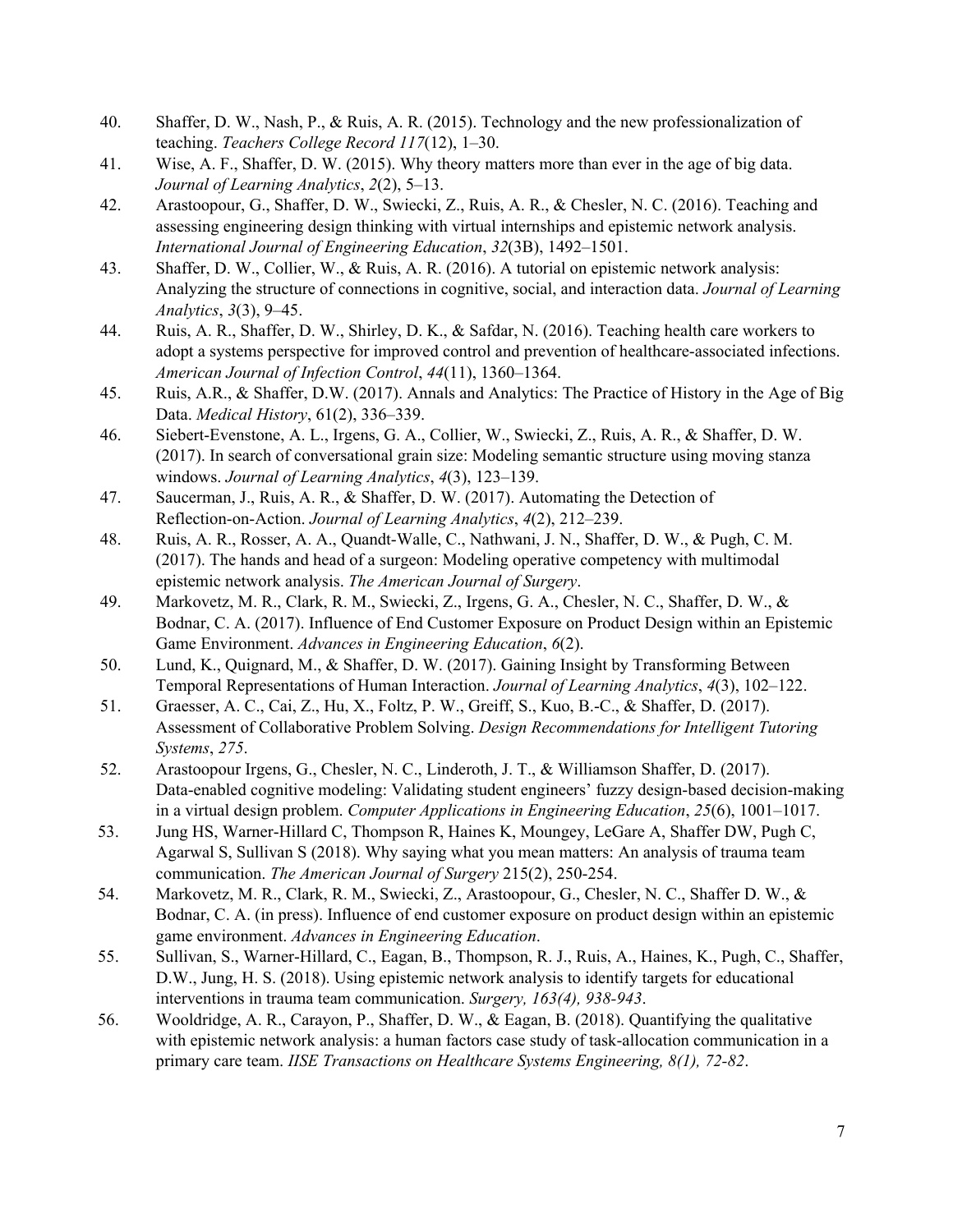40. Shaffer, D. W., Nash, P., & Ruis, A. R. (2015). Technology and the new professionalization of teaching. *Teachers College Record 117*(12), 1–30.
41. Wise, A. F., Shaffer, D. W. (2015). Why theory matters more than ever in the age of big data. *Journal of Learning Analytics*, *2*(2), 5–13.
42. Arastoopour, G., Shaffer, D. W., Swiecki, Z., Ruis, A. R., & Chesler, N. C. (2016). Teaching and assessing engineering design thinking with virtual internships and epistemic network analysis. *International Journal of Engineering Education*, *32*(3B), 1492–1501.
43. Shaffer, D. W., Collier, W., & Ruis, A. R. (2016). A tutorial on epistemic network analysis: Analyzing the structure of connections in cognitive, social, and interaction data. *Journal of Learning Analytics*, *3*(3), 9–45.
44. Ruis, A. R., Shaffer, D. W., Shirley, D. K., & Safdar, N. (2016). Teaching health care workers to adopt a systems perspective for improved control and prevention of healthcare-associated infections. *American Journal of Infection Control*, *44*(11), 1360–1364.
45. Ruis, A.R., & Shaffer, D.W. (2017). Annals and Analytics: The Practice of History in the Age of Big Data. *Medical History*, 61(2), 336–339.
46. Siebert-Evenstone, A. L., Irgens, G. A., Collier, W., Swiecki, Z., Ruis, A. R., & Shaffer, D. W. (2017). In search of conversational grain size: Modeling semantic structure using moving stanza windows. *Journal of Learning Analytics*, *4*(3), 123–139.
47. Saucerman, J., Ruis, A. R., & Shaffer, D. W. (2017). Automating the Detection of Reflection-on-Action. *Journal of Learning Analytics*, *4*(2), 212–239.
48. Ruis, A. R., Rosser, A. A., Quandt-Walle, C., Nathwani, J. N., Shaffer, D. W., & Pugh, C. M. (2017). The hands and head of a surgeon: Modeling operative competency with multimodal epistemic network analysis. *The American Journal of Surgery*.
49. Markovetz, M. R., Clark, R. M., Swiecki, Z., Irgens, G. A., Chesler, N. C., Shaffer, D. W., & Bodnar, C. A. (2017). Influence of End Customer Exposure on Product Design within an Epistemic Game Environment. *Advances in Engineering Education*, *6*(2).
50. Lund, K., Quignard, M., & Shaffer, D. W. (2017). Gaining Insight by Transforming Between Temporal Representations of Human Interaction. *Journal of Learning Analytics*, *4*(3), 102–122.
51. Graesser, A. C., Cai, Z., Hu, X., Foltz, P. W., Greiff, S., Kuo, B.-C., & Shaffer, D. (2017). Assessment of Collaborative Problem Solving. *Design Recommendations for Intelligent Tutoring Systems*, *275*.
52. Arastoopour Irgens, G., Chesler, N. C., Linderoth, J. T., & Williamson Shaffer, D. (2017). Data-enabled cognitive modeling: Validating student engineers' fuzzy design-based decision-making in a virtual design problem. *Computer Applications in Engineering Education*, *25*(6), 1001–1017.
53. Jung HS, Warner-Hillard C, Thompson R, Haines K, Moungey, LeGare A, Shaffer DW, Pugh C, Agarwal S, Sullivan S (2018). Why saying what you mean matters: An analysis of trauma team communication. *The American Journal of Surgery* 215(2), 250-254.
54. Markovetz, M. R., Clark, R. M., Swiecki, Z., Arastoopour, G., Chesler, N. C., Shaffer D. W., & Bodnar, C. A. (in press). Influence of end customer exposure on product design within an epistemic game environment. *Advances in Engineering Education*.
55. Sullivan, S., Warner-Hillard, C., Eagan, B., Thompson, R. J., Ruis, A., Haines, K., Pugh, C., Shaffer, D.W., Jung, H. S. (2018). Using epistemic network analysis to identify targets for educational interventions in trauma team communication. *Surgery, 163(4), 938-943*.
56. Wooldridge, A. R., Carayon, P., Shaffer, D. W., & Eagan, B. (2018). Quantifying the qualitative with epistemic network analysis: a human factors case study of task-allocation communication in a primary care team. *IISE Transactions on Healthcare Systems Engineering, 8(1), 72-82*.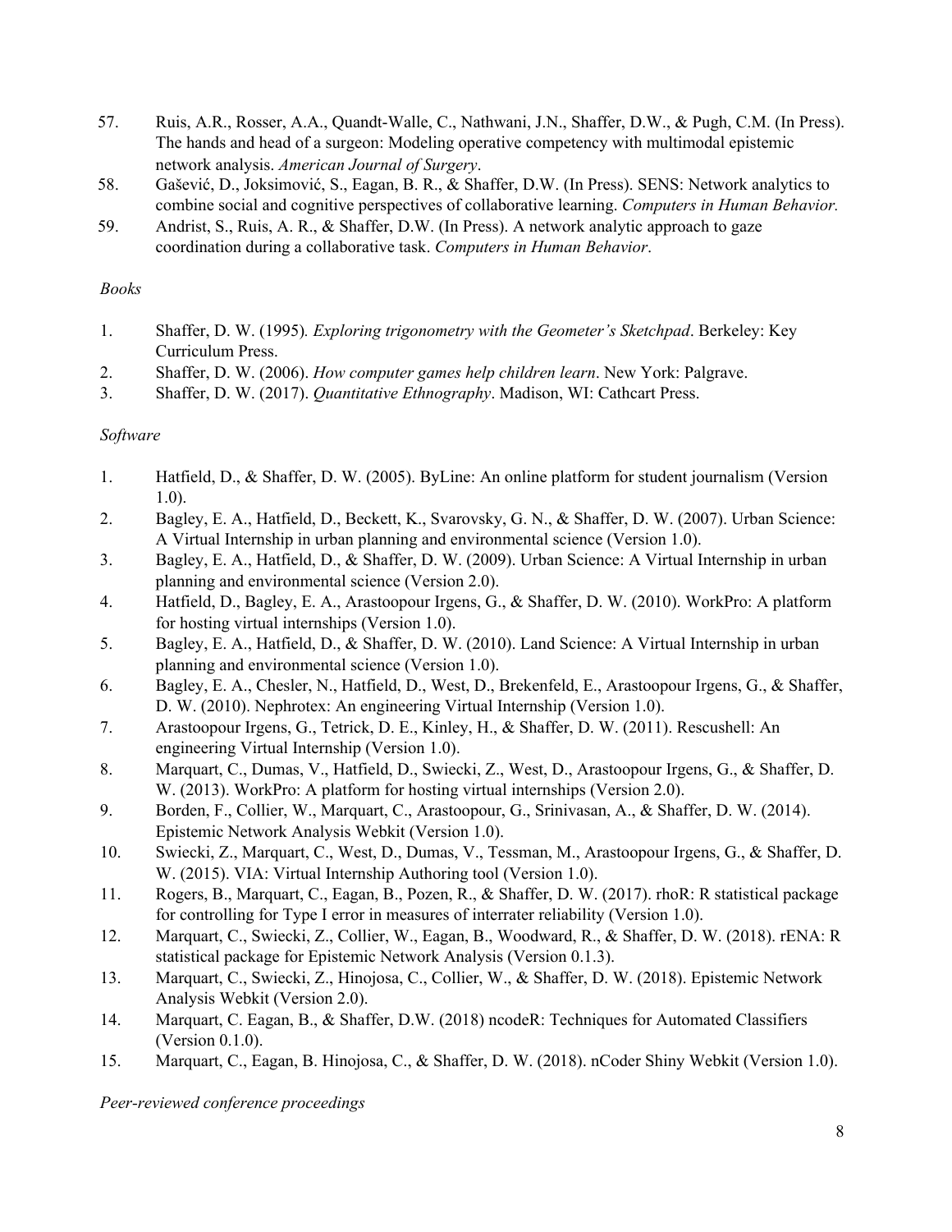57. Ruis, A.R., Rosser, A.A., Quandt-Walle, C., Nathwani, J.N., Shaffer, D.W., & Pugh, C.M. (In Press). The hands and head of a surgeon: Modeling operative competency with multimodal epistemic network analysis. *American Journal of Surgery*.
58. Gašević, D., Joksimović, S., Eagan, B. R., & Shaffer, D.W. (In Press). SENS: Network analytics to combine social and cognitive perspectives of collaborative learning. *Computers in Human Behavior.*
59. Andrist, S., Ruis, A. R., & Shaffer, D.W. (In Press). A network analytic approach to gaze coordination during a collaborative task. *Computers in Human Behavior*.

*Books*

1. Shaffer, D. W. (1995). *Exploring trigonometry with the Geometer's Sketchpad*. Berkeley: Key Curriculum Press.
2. Shaffer, D. W. (2006). *How computer games help children learn*. New York: Palgrave.
3. Shaffer, D. W. (2017). *Quantitative Ethnography*. Madison, WI: Cathcart Press.

*Software*

1. Hatfield, D., & Shaffer, D. W. (2005). ByLine: An online platform for student journalism (Version 1.0).
2. Bagley, E. A., Hatfield, D., Beckett, K., Svarovsky, G. N., & Shaffer, D. W. (2007). Urban Science: A Virtual Internship in urban planning and environmental science (Version 1.0).
3. Bagley, E. A., Hatfield, D., & Shaffer, D. W. (2009). Urban Science: A Virtual Internship in urban planning and environmental science (Version 2.0).
4. Hatfield, D., Bagley, E. A., Arastoopour Irgens, G., & Shaffer, D. W. (2010). WorkPro: A platform for hosting virtual internships (Version 1.0).
5. Bagley, E. A., Hatfield, D., & Shaffer, D. W. (2010). Land Science: A Virtual Internship in urban planning and environmental science (Version 1.0).
6. Bagley, E. A., Chesler, N., Hatfield, D., West, D., Brekenfeld, E., Arastoopour Irgens, G., & Shaffer, D. W. (2010). Nephrotex: An engineering Virtual Internship (Version 1.0).
7. Arastoopour Irgens, G., Tetrick, D. E., Kinley, H., & Shaffer, D. W. (2011). Rescushell: An engineering Virtual Internship (Version 1.0).
8. Marquart, C., Dumas, V., Hatfield, D., Swiecki, Z., West, D., Arastoopour Irgens, G., & Shaffer, D. W. (2013). WorkPro: A platform for hosting virtual internships (Version 2.0).
9. Borden, F., Collier, W., Marquart, C., Arastoopour, G., Srinivasan, A., & Shaffer, D. W. (2014). Epistemic Network Analysis Webkit (Version 1.0).
10. Swiecki, Z., Marquart, C., West, D., Dumas, V., Tessman, M., Arastoopour Irgens, G., & Shaffer, D. W. (2015). VIA: Virtual Internship Authoring tool (Version 1.0).
11. Rogers, B., Marquart, C., Eagan, B., Pozen, R., & Shaffer, D. W. (2017). rhoR: R statistical package for controlling for Type I error in measures of interrater reliability (Version 1.0).
12. Marquart, C., Swiecki, Z., Collier, W., Eagan, B., Woodward, R., & Shaffer, D. W. (2018). rENA: R statistical package for Epistemic Network Analysis (Version 0.1.3).
13. Marquart, C., Swiecki, Z., Hinojosa, C., Collier, W., & Shaffer, D. W. (2018). Epistemic Network Analysis Webkit (Version 2.0).
14. Marquart, C. Eagan, B., & Shaffer, D.W. (2018) ncodeR: Techniques for Automated Classifiers (Version 0.1.0).
15. Marquart, C., Eagan, B. Hinojosa, C., & Shaffer, D. W. (2018). nCoder Shiny Webkit (Version 1.0).

*Peer-reviewed conference proceedings*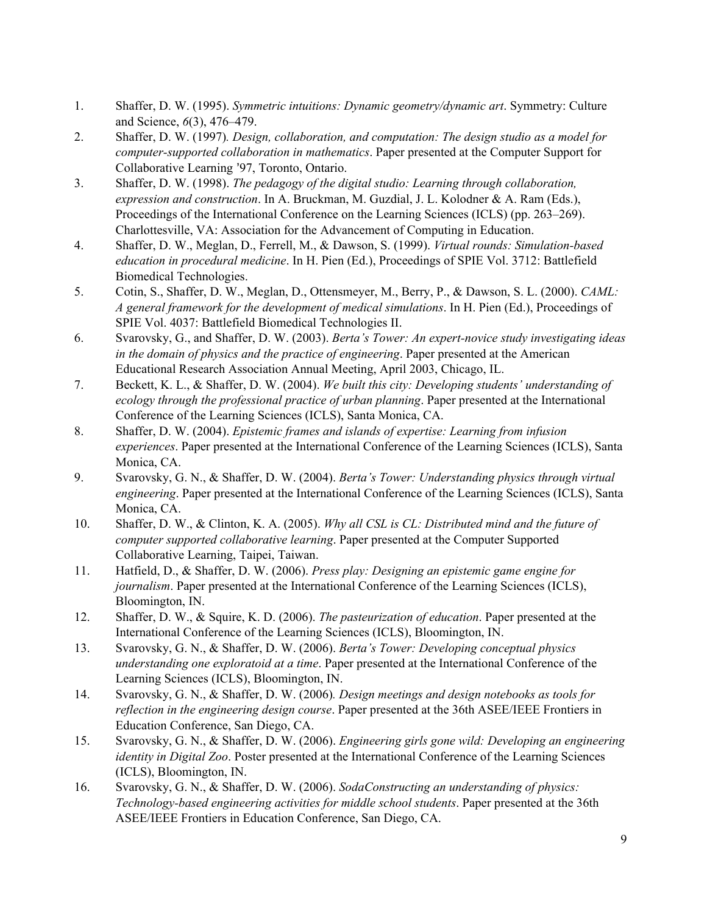1. Shaffer, D. W. (1995). *Symmetric intuitions: Dynamic geometry/dynamic art*. Symmetry: Culture and Science, *6*(3), 476–479.
2. Shaffer, D. W. (1997). *Design, collaboration, and computation: The design studio as a model for computer-supported collaboration in mathematics*. Paper presented at the Computer Support for Collaborative Learning '97, Toronto, Ontario.
3. Shaffer, D. W. (1998). *The pedagogy of the digital studio: Learning through collaboration, expression and construction*. In A. Bruckman, M. Guzdial, J. L. Kolodner & A. Ram (Eds.), Proceedings of the International Conference on the Learning Sciences (ICLS) (pp. 263–269). Charlottesville, VA: Association for the Advancement of Computing in Education.
4. Shaffer, D. W., Meglan, D., Ferrell, M., & Dawson, S. (1999). *Virtual rounds: Simulation-based education in procedural medicine*. In H. Pien (Ed.), Proceedings of SPIE Vol. 3712: Battlefield Biomedical Technologies.
5. Cotin, S., Shaffer, D. W., Meglan, D., Ottensmeyer, M., Berry, P., & Dawson, S. L. (2000). *CAML: A general framework for the development of medical simulations*. In H. Pien (Ed.), Proceedings of SPIE Vol. 4037: Battlefield Biomedical Technologies II.
6. Svarovsky, G., and Shaffer, D. W. (2003). *Berta's Tower: An expert-novice study investigating ideas in the domain of physics and the practice of engineering*. Paper presented at the American Educational Research Association Annual Meeting, April 2003, Chicago, IL.
7. Beckett, K. L., & Shaffer, D. W. (2004). *We built this city: Developing students' understanding of ecology through the professional practice of urban planning*. Paper presented at the International Conference of the Learning Sciences (ICLS), Santa Monica, CA.
8. Shaffer, D. W. (2004). *Epistemic frames and islands of expertise: Learning from infusion experiences*. Paper presented at the International Conference of the Learning Sciences (ICLS), Santa Monica, CA.
9. Svarovsky, G. N., & Shaffer, D. W. (2004). *Berta's Tower: Understanding physics through virtual engineering*. Paper presented at the International Conference of the Learning Sciences (ICLS), Santa Monica, CA.
10. Shaffer, D. W., & Clinton, K. A. (2005). *Why all CSL is CL: Distributed mind and the future of computer supported collaborative learning*. Paper presented at the Computer Supported Collaborative Learning, Taipei, Taiwan.
11. Hatfield, D., & Shaffer, D. W. (2006). *Press play: Designing an epistemic game engine for journalism*. Paper presented at the International Conference of the Learning Sciences (ICLS), Bloomington, IN.
12. Shaffer, D. W., & Squire, K. D. (2006). *The pasteurization of education*. Paper presented at the International Conference of the Learning Sciences (ICLS), Bloomington, IN.
13. Svarovsky, G. N., & Shaffer, D. W. (2006). *Berta's Tower: Developing conceptual physics understanding one exploratoid at a time*. Paper presented at the International Conference of the Learning Sciences (ICLS), Bloomington, IN.
14. Svarovsky, G. N., & Shaffer, D. W. (2006). *Design meetings and design notebooks as tools for reflection in the engineering design course*. Paper presented at the 36th ASEE/IEEE Frontiers in Education Conference, San Diego, CA.
15. Svarovsky, G. N., & Shaffer, D. W. (2006). *Engineering girls gone wild: Developing an engineering identity in Digital Zoo*. Poster presented at the International Conference of the Learning Sciences (ICLS), Bloomington, IN.
16. Svarovsky, G. N., & Shaffer, D. W. (2006). *SodaConstructing an understanding of physics: Technology-based engineering activities for middle school students*. Paper presented at the 36th ASEE/IEEE Frontiers in Education Conference, San Diego, CA.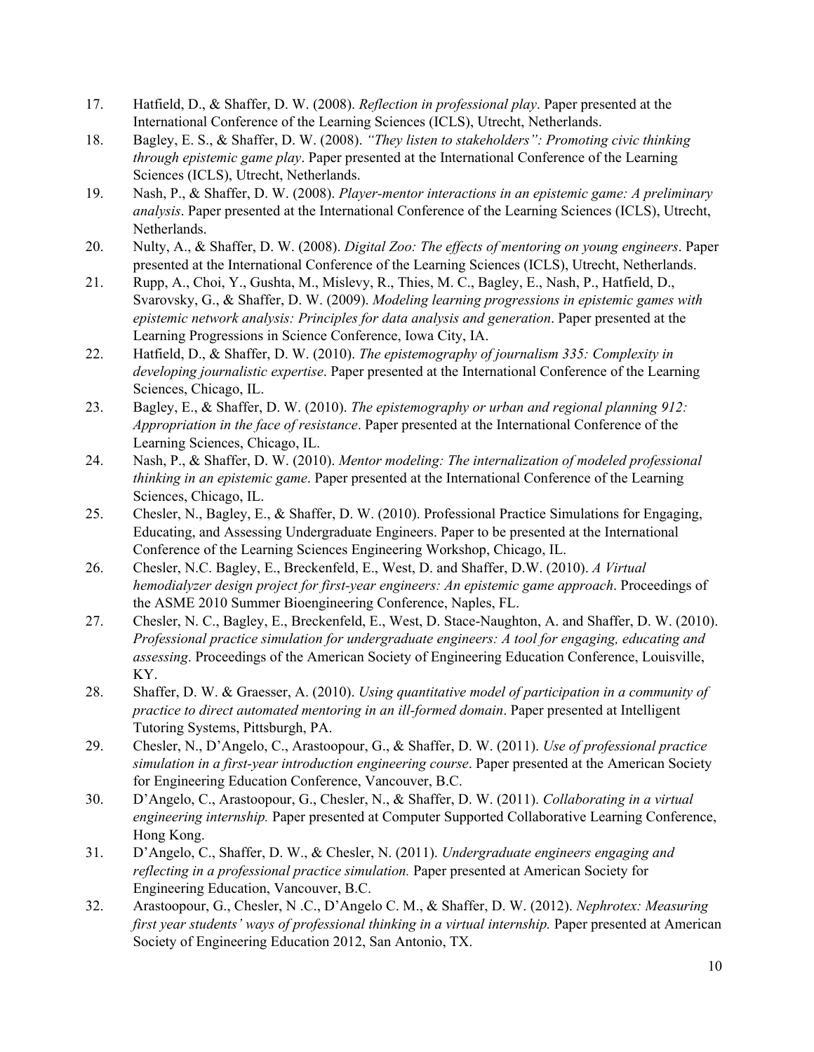17. Hatfield, D., & Shaffer, D. W. (2008). *Reflection in professional play*. Paper presented at the International Conference of the Learning Sciences (ICLS), Utrecht, Netherlands.
18. Bagley, E. S., & Shaffer, D. W. (2008). *"They listen to stakeholders": Promoting civic thinking through epistemic game play*. Paper presented at the International Conference of the Learning Sciences (ICLS), Utrecht, Netherlands.
19. Nash, P., & Shaffer, D. W. (2008). *Player-mentor interactions in an epistemic game: A preliminary analysis*. Paper presented at the International Conference of the Learning Sciences (ICLS), Utrecht, Netherlands.
20. Nulty, A., & Shaffer, D. W. (2008). *Digital Zoo: The effects of mentoring on young engineers*. Paper presented at the International Conference of the Learning Sciences (ICLS), Utrecht, Netherlands.
21. Rupp, A., Choi, Y., Gushta, M., Mislevy, R., Thies, M. C., Bagley, E., Nash, P., Hatfield, D., Svarovsky, G., & Shaffer, D. W. (2009). *Modeling learning progressions in epistemic games with epistemic network analysis: Principles for data analysis and generation*. Paper presented at the Learning Progressions in Science Conference, Iowa City, IA.
22. Hatfield, D., & Shaffer, D. W. (2010). *The epistemography of journalism 335: Complexity in developing journalistic expertise*. Paper presented at the International Conference of the Learning Sciences, Chicago, IL.
23. Bagley, E., & Shaffer, D. W. (2010). *The epistemography or urban and regional planning 912: Appropriation in the face of resistance*. Paper presented at the International Conference of the Learning Sciences, Chicago, IL.
24. Nash, P., & Shaffer, D. W. (2010). *Mentor modeling: The internalization of modeled professional thinking in an epistemic game*. Paper presented at the International Conference of the Learning Sciences, Chicago, IL.
25. Chesler, N., Bagley, E., & Shaffer, D. W. (2010). Professional Practice Simulations for Engaging, Educating, and Assessing Undergraduate Engineers. Paper to be presented at the International Conference of the Learning Sciences Engineering Workshop, Chicago, IL.
26. Chesler, N.C. Bagley, E., Breckenfeld, E., West, D. and Shaffer, D.W. (2010). *A Virtual hemodialyzer design project for first-year engineers: An epistemic game approach*. Proceedings of the ASME 2010 Summer Bioengineering Conference, Naples, FL.
27. Chesler, N. C., Bagley, E., Breckenfeld, E., West, D. Stace-Naughton, A. and Shaffer, D. W. (2010). *Professional practice simulation for undergraduate engineers: A tool for engaging, educating and assessing*. Proceedings of the American Society of Engineering Education Conference, Louisville, KY.
28. Shaffer, D. W. & Graesser, A. (2010). *Using quantitative model of participation in a community of practice to direct automated mentoring in an ill-formed domain*. Paper presented at Intelligent Tutoring Systems, Pittsburgh, PA.
29. Chesler, N., D'Angelo, C., Arastoopour, G., & Shaffer, D. W. (2011). *Use of professional practice simulation in a first-year introduction engineering course*. Paper presented at the American Society for Engineering Education Conference, Vancouver, B.C.
30. D'Angelo, C., Arastoopour, G., Chesler, N., & Shaffer, D. W. (2011). *Collaborating in a virtual engineering internship.* Paper presented at Computer Supported Collaborative Learning Conference, Hong Kong.
31. D'Angelo, C., Shaffer, D. W., & Chesler, N. (2011). *Undergraduate engineers engaging and reflecting in a professional practice simulation.* Paper presented at American Society for Engineering Education, Vancouver, B.C.
32. Arastoopour, G., Chesler, N .C., D'Angelo C. M., & Shaffer, D. W. (2012). *Nephrotex: Measuring first year students' ways of professional thinking in a virtual internship.* Paper presented at American Society of Engineering Education 2012, San Antonio, TX.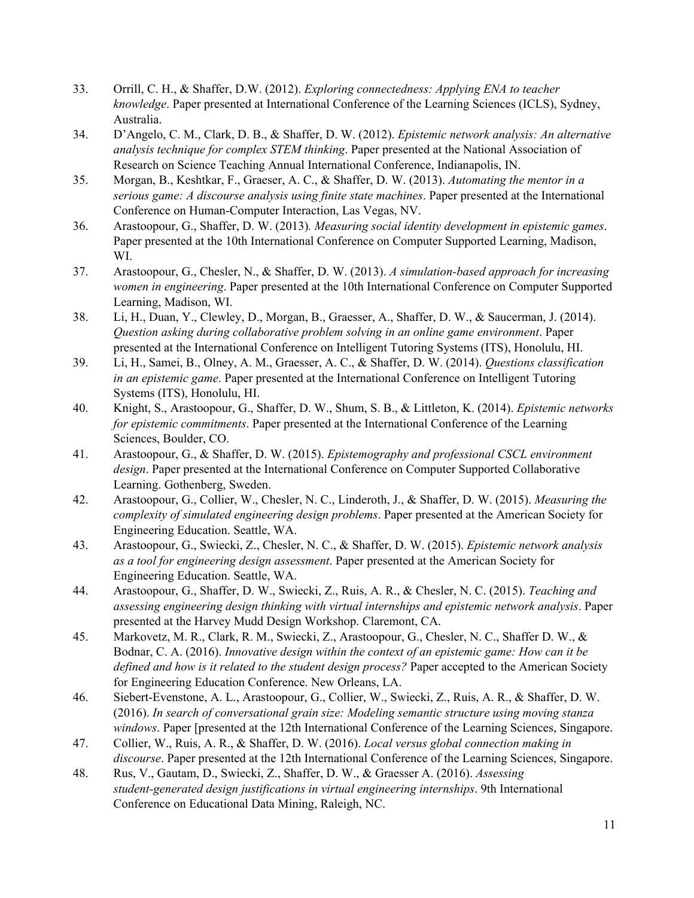33. Orrill, C. H., & Shaffer, D.W. (2012). *Exploring connectedness: Applying ENA to teacher knowledge*. Paper presented at International Conference of the Learning Sciences (ICLS), Sydney, Australia.
34. D'Angelo, C. M., Clark, D. B., & Shaffer, D. W. (2012). *Epistemic network analysis: An alternative analysis technique for complex STEM thinking*. Paper presented at the National Association of Research on Science Teaching Annual International Conference, Indianapolis, IN.
35. Morgan, B., Keshtkar, F., Graeser, A. C., & Shaffer, D. W. (2013). *Automating the mentor in a serious game: A discourse analysis using finite state machines*. Paper presented at the International Conference on Human-Computer Interaction, Las Vegas, NV.
36. Arastoopour, G., Shaffer, D. W. (2013). *Measuring social identity development in epistemic games*. Paper presented at the 10th International Conference on Computer Supported Learning, Madison, WI.
37. Arastoopour, G., Chesler, N., & Shaffer, D. W. (2013). *A simulation-based approach for increasing women in engineering*. Paper presented at the 10th International Conference on Computer Supported Learning, Madison, WI.
38. Li, H., Duan, Y., Clewley, D., Morgan, B., Graesser, A., Shaffer, D. W., & Saucerman, J. (2014). *Question asking during collaborative problem solving in an online game environment*. Paper presented at the International Conference on Intelligent Tutoring Systems (ITS), Honolulu, HI.
39. Li, H., Samei, B., Olney, A. M., Graesser, A. C., & Shaffer, D. W. (2014). *Questions classification in an epistemic game*. Paper presented at the International Conference on Intelligent Tutoring Systems (ITS), Honolulu, HI.
40. Knight, S., Arastoopour, G., Shaffer, D. W., Shum, S. B., & Littleton, K. (2014). *Epistemic networks for epistemic commitments*. Paper presented at the International Conference of the Learning Sciences, Boulder, CO.
41. Arastoopour, G., & Shaffer, D. W. (2015). *Epistemography and professional CSCL environment design*. Paper presented at the International Conference on Computer Supported Collaborative Learning. Gothenberg, Sweden.
42. Arastoopour, G., Collier, W., Chesler, N. C., Linderoth, J., & Shaffer, D. W. (2015). *Measuring the complexity of simulated engineering design problems*. Paper presented at the American Society for Engineering Education. Seattle, WA.
43. Arastoopour, G., Swiecki, Z., Chesler, N. C., & Shaffer, D. W. (2015). *Epistemic network analysis as a tool for engineering design assessment*. Paper presented at the American Society for Engineering Education. Seattle, WA.
44. Arastoopour, G., Shaffer, D. W., Swiecki, Z., Ruis, A. R., & Chesler, N. C. (2015). *Teaching and assessing engineering design thinking with virtual internships and epistemic network analysis*. Paper presented at the Harvey Mudd Design Workshop. Claremont, CA.
45. Markovetz, M. R., Clark, R. M., Swiecki, Z., Arastoopour, G., Chesler, N. C., Shaffer D. W., & Bodnar, C. A. (2016). *Innovative design within the context of an epistemic game: How can it be defined and how is it related to the student design process?* Paper accepted to the American Society for Engineering Education Conference. New Orleans, LA.
46. Siebert-Evenstone, A. L., Arastoopour, G., Collier, W., Swiecki, Z., Ruis, A. R., & Shaffer, D. W. (2016). *In search of conversational grain size: Modeling semantic structure using moving stanza windows*. Paper [presented at the 12th International Conference of the Learning Sciences, Singapore.
47. Collier, W., Ruis, A. R., & Shaffer, D. W. (2016). *Local versus global connection making in discourse*. Paper presented at the 12th International Conference of the Learning Sciences, Singapore.
48. Rus, V., Gautam, D., Swiecki, Z., Shaffer, D. W., & Graesser A. (2016). *Assessing student-generated design justifications in virtual engineering internships*. 9th International Conference on Educational Data Mining, Raleigh, NC.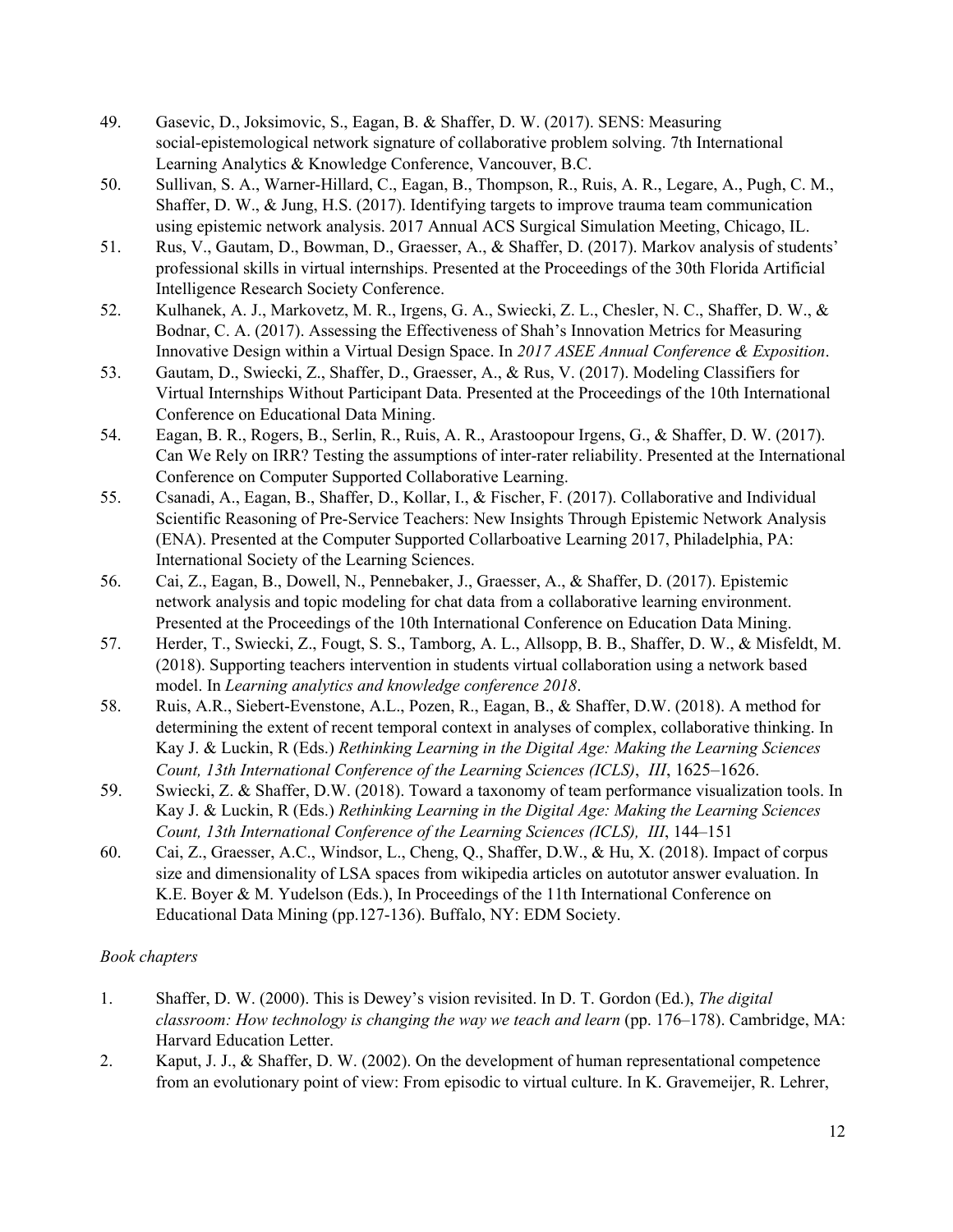49. Gasevic, D., Joksimovic, S., Eagan, B. & Shaffer, D. W. (2017). SENS: Measuring social-epistemological network signature of collaborative problem solving. 7th International Learning Analytics & Knowledge Conference, Vancouver, B.C.
50. Sullivan, S. A., Warner-Hillard, C., Eagan, B., Thompson, R., Ruis, A. R., Legare, A., Pugh, C. M., Shaffer, D. W., & Jung, H.S. (2017). Identifying targets to improve trauma team communication using epistemic network analysis. 2017 Annual ACS Surgical Simulation Meeting, Chicago, IL.
51. Rus, V., Gautam, D., Bowman, D., Graesser, A., & Shaffer, D. (2017). Markov analysis of students' professional skills in virtual internships. Presented at the Proceedings of the 30th Florida Artificial Intelligence Research Society Conference.
52. Kulhanek, A. J., Markovetz, M. R., Irgens, G. A., Swiecki, Z. L., Chesler, N. C., Shaffer, D. W., & Bodnar, C. A. (2017). Assessing the Effectiveness of Shah's Innovation Metrics for Measuring Innovative Design within a Virtual Design Space. In *2017 ASEE Annual Conference & Exposition*.
53. Gautam, D., Swiecki, Z., Shaffer, D., Graesser, A., & Rus, V. (2017). Modeling Classifiers for Virtual Internships Without Participant Data. Presented at the Proceedings of the 10th International Conference on Educational Data Mining.
54. Eagan, B. R., Rogers, B., Serlin, R., Ruis, A. R., Arastoopour Irgens, G., & Shaffer, D. W. (2017). Can We Rely on IRR? Testing the assumptions of inter-rater reliability. Presented at the International Conference on Computer Supported Collaborative Learning.
55. Csanadi, A., Eagan, B., Shaffer, D., Kollar, I., & Fischer, F. (2017). Collaborative and Individual Scientific Reasoning of Pre-Service Teachers: New Insights Through Epistemic Network Analysis (ENA). Presented at the Computer Supported Collarboative Learning 2017, Philadelphia, PA: International Society of the Learning Sciences.
56. Cai, Z., Eagan, B., Dowell, N., Pennebaker, J., Graesser, A., & Shaffer, D. (2017). Epistemic network analysis and topic modeling for chat data from a collaborative learning environment. Presented at the Proceedings of the 10th International Conference on Education Data Mining.
57. Herder, T., Swiecki, Z., Fougt, S. S., Tamborg, A. L., Allsopp, B. B., Shaffer, D. W., & Misfeldt, M. (2018). Supporting teachers intervention in students virtual collaboration using a network based model. In *Learning analytics and knowledge conference 2018*.
58. Ruis, A.R., Siebert-Evenstone, A.L., Pozen, R., Eagan, B., & Shaffer, D.W. (2018). A method for determining the extent of recent temporal context in analyses of complex, collaborative thinking. In Kay J. & Luckin, R (Eds.) *Rethinking Learning in the Digital Age: Making the Learning Sciences Count, 13th International Conference of the Learning Sciences (ICLS)*, *III*, 1625–1626.
59. Swiecki, Z. & Shaffer, D.W. (2018). Toward a taxonomy of team performance visualization tools. In Kay J. & Luckin, R (Eds.) *Rethinking Learning in the Digital Age: Making the Learning Sciences Count, 13th International Conference of the Learning Sciences (ICLS), III*, 144–151
60. Cai, Z., Graesser, A.C., Windsor, L., Cheng, Q., Shaffer, D.W., & Hu, X. (2018). Impact of corpus size and dimensionality of LSA spaces from wikipedia articles on autotutor answer evaluation. In K.E. Boyer & M. Yudelson (Eds.), In Proceedings of the 11th International Conference on Educational Data Mining (pp.127-136). Buffalo, NY: EDM Society.

*Book chapters*

1. Shaffer, D. W. (2000). This is Dewey's vision revisited. In D. T. Gordon (Ed.), *The digital classroom: How technology is changing the way we teach and learn* (pp. 176–178). Cambridge, MA: Harvard Education Letter.
2. Kaput, J. J., & Shaffer, D. W. (2002). On the development of human representational competence from an evolutionary point of view: From episodic to virtual culture. In K. Gravemeijer, R. Lehrer,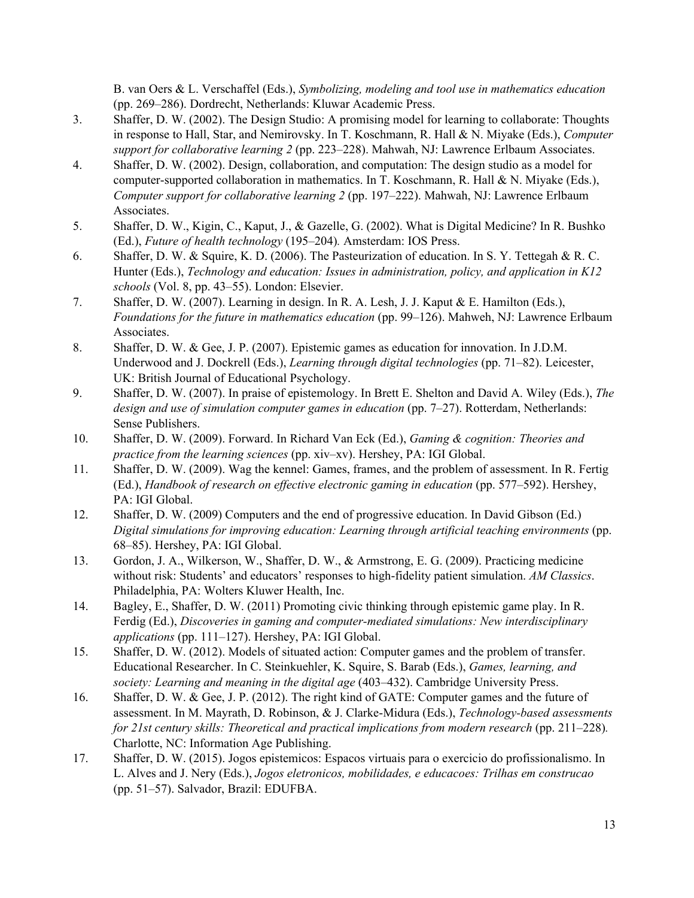B. van Oers & L. Verschaffel (Eds.), *Symbolizing, modeling and tool use in mathematics education* (pp. 269–286). Dordrecht, Netherlands: Kluwar Academic Press.

3. Shaffer, D. W. (2002). The Design Studio: A promising model for learning to collaborate: Thoughts in response to Hall, Star, and Nemirovsky. In T. Koschmann, R. Hall & N. Miyake (Eds.), *Computer support for collaborative learning 2* (pp. 223–228). Mahwah, NJ: Lawrence Erlbaum Associates.
4. Shaffer, D. W. (2002). Design, collaboration, and computation: The design studio as a model for computer-supported collaboration in mathematics. In T. Koschmann, R. Hall & N. Miyake (Eds.), *Computer support for collaborative learning 2* (pp. 197–222). Mahwah, NJ: Lawrence Erlbaum Associates.
5. Shaffer, D. W., Kigin, C., Kaput, J., & Gazelle, G. (2002). What is Digital Medicine? In R. Bushko (Ed.), *Future of health technology* (195–204)*.* Amsterdam: IOS Press.
6. Shaffer, D. W. & Squire, K. D. (2006). The Pasteurization of education. In S. Y. Tettegah & R. C. Hunter (Eds.), *Technology and education: Issues in administration, policy, and application in K12 schools* (Vol. 8, pp. 43–55). London: Elsevier.
7. Shaffer, D. W. (2007). Learning in design. In R. A. Lesh, J. J. Kaput & E. Hamilton (Eds.), *Foundations for the future in mathematics education* (pp. 99–126). Mahweh, NJ: Lawrence Erlbaum Associates.
8. Shaffer, D. W. & Gee, J. P. (2007). Epistemic games as education for innovation. In J.D.M. Underwood and J. Dockrell (Eds.), *Learning through digital technologies* (pp. 71–82). Leicester, UK: British Journal of Educational Psychology.
9. Shaffer, D. W. (2007). In praise of epistemology. In Brett E. Shelton and David A. Wiley (Eds.), *The design and use of simulation computer games in education* (pp. 7–27). Rotterdam, Netherlands: Sense Publishers.
10. Shaffer, D. W. (2009). Forward. In Richard Van Eck (Ed.), *Gaming & cognition: Theories and practice from the learning sciences* (pp. xiv–xv). Hershey, PA: IGI Global.
11. Shaffer, D. W. (2009). Wag the kennel: Games, frames, and the problem of assessment. In R. Fertig (Ed.), *Handbook of research on effective electronic gaming in education* (pp. 577–592). Hershey, PA: IGI Global.
12. Shaffer, D. W. (2009) Computers and the end of progressive education. In David Gibson (Ed.) *Digital simulations for improving education: Learning through artificial teaching environments* (pp. 68–85). Hershey, PA: IGI Global.
13. Gordon, J. A., Wilkerson, W., Shaffer, D. W., & Armstrong, E. G. (2009). Practicing medicine without risk: Students' and educators' responses to high-fidelity patient simulation. *AM Classics*. Philadelphia, PA: Wolters Kluwer Health, Inc.
14. Bagley, E., Shaffer, D. W. (2011) Promoting civic thinking through epistemic game play. In R. Ferdig (Ed.), *Discoveries in gaming and computer-mediated simulations: New interdisciplinary applications* (pp. 111–127). Hershey, PA: IGI Global.
15. Shaffer, D. W. (2012). Models of situated action: Computer games and the problem of transfer. Educational Researcher. In C. Steinkuehler, K. Squire, S. Barab (Eds.), *Games, learning, and society: Learning and meaning in the digital age* (403–432). Cambridge University Press.
16. Shaffer, D. W. & Gee, J. P. (2012). The right kind of GATE: Computer games and the future of assessment. In M. Mayrath, D. Robinson, & J. Clarke-Midura (Eds.), *Technology-based assessments for 21st century skills: Theoretical and practical implications from modern research* (pp. 211–228)*.* Charlotte, NC: Information Age Publishing.
17. Shaffer, D. W. (2015). Jogos epistemicos: Espacos virtuais para o exercicio do profissionalismo. In L. Alves and J. Nery (Eds.), *Jogos eletronicos, mobilidades, e educacoes: Trilhas em construcao* (pp. 51–57). Salvador, Brazil: EDUFBA.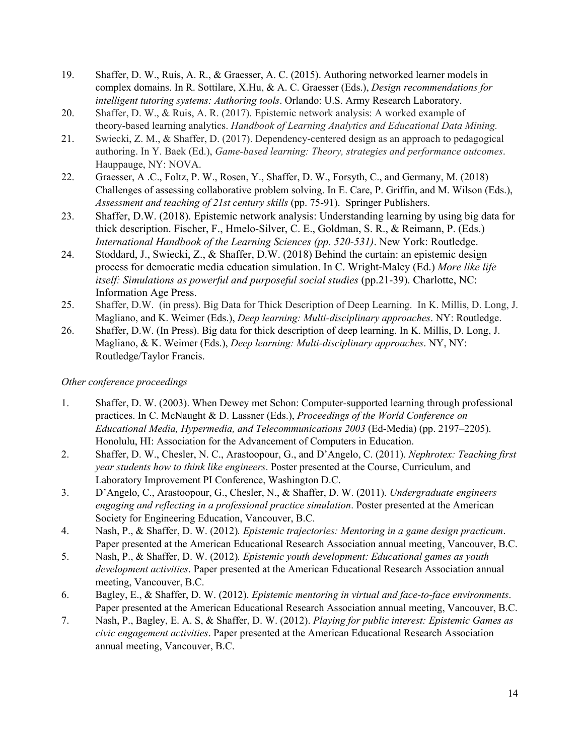19. Shaffer, D. W., Ruis, A. R., & Graesser, A. C. (2015). Authoring networked learner models in complex domains. In R. Sottilare, X.Hu, & A. C. Graesser (Eds.), *Design recommendations for intelligent tutoring systems: Authoring tools*. Orlando: U.S. Army Research Laboratory.
20. Shaffer, D. W., & Ruis, A. R. (2017). Epistemic network analysis: A worked example of theory-based learning analytics. *Handbook of Learning Analytics and Educational Data Mining.*
21. Swiecki, Z. M., & Shaffer, D. (2017). Dependency-centered design as an approach to pedagogical authoring. In Y. Baek (Ed.), *Game-based learning: Theory, strategies and performance outcomes*. Hauppauge, NY: NOVA.
22. Graesser, A .C., Foltz, P. W., Rosen, Y., Shaffer, D. W., Forsyth, C., and Germany, M. (2018) Challenges of assessing collaborative problem solving. In E. Care, P. Griffin, and M. Wilson (Eds.), *Assessment and teaching of 21st century skills* (pp. 75-91). Springer Publishers.
23. Shaffer, D.W. (2018). Epistemic network analysis: Understanding learning by using big data for thick description. Fischer, F., Hmelo-Silver, C. E., Goldman, S. R., & Reimann, P. (Eds.) *International Handbook of the Learning Sciences (pp. 520-531)*. New York: Routledge.
24. Stoddard, J., Swiecki, Z., & Shaffer, D.W. (2018) Behind the curtain: an epistemic design process for democratic media education simulation. In C. Wright-Maley (Ed.) *More like life itself: Simulations as powerful and purposeful social studies* (pp.21-39). Charlotte, NC: Information Age Press.
25. Shaffer, D.W. (in press). Big Data for Thick Description of Deep Learning. In K. Millis, D. Long, J. Magliano, and K. Weimer (Eds.), *Deep learning: Multi-disciplinary approaches*. NY: Routledge.
26. Shaffer, D.W. (In Press). Big data for thick description of deep learning. In K. Millis, D. Long, J. Magliano, & K. Weimer (Eds.), *Deep learning: Multi-disciplinary approaches*. NY, NY: Routledge/Taylor Francis.

*Other conference proceedings*

1. Shaffer, D. W. (2003). When Dewey met Schon: Computer-supported learning through professional practices. In C. McNaught & D. Lassner (Eds.), *Proceedings of the World Conference on Educational Media, Hypermedia, and Telecommunications 2003* (Ed-Media) (pp. 2197–2205). Honolulu, HI: Association for the Advancement of Computers in Education.
2. Shaffer, D. W., Chesler, N. C., Arastoopour, G., and D'Angelo, C. (2011). *Nephrotex: Teaching first year students how to think like engineers*. Poster presented at the Course, Curriculum, and Laboratory Improvement PI Conference, Washington D.C.
3. D'Angelo, C., Arastoopour, G., Chesler, N., & Shaffer, D. W. (2011). *Undergraduate engineers engaging and reflecting in a professional practice simulation*. Poster presented at the American Society for Engineering Education, Vancouver, B.C.
4. Nash, P., & Shaffer, D. W. (2012)*. Epistemic trajectories: Mentoring in a game design practicum*. Paper presented at the American Educational Research Association annual meeting, Vancouver, B.C.
5. Nash, P., & Shaffer, D. W. (2012)*. Epistemic youth development: Educational games as youth development activities*. Paper presented at the American Educational Research Association annual meeting, Vancouver, B.C.
6. Bagley, E., & Shaffer, D. W. (2012). *Epistemic mentoring in virtual and face-to-face environments*. Paper presented at the American Educational Research Association annual meeting, Vancouver, B.C.
7. Nash, P., Bagley, E. A. S, & Shaffer, D. W. (2012). *Playing for public interest: Epistemic Games as civic engagement activities*. Paper presented at the American Educational Research Association annual meeting, Vancouver, B.C.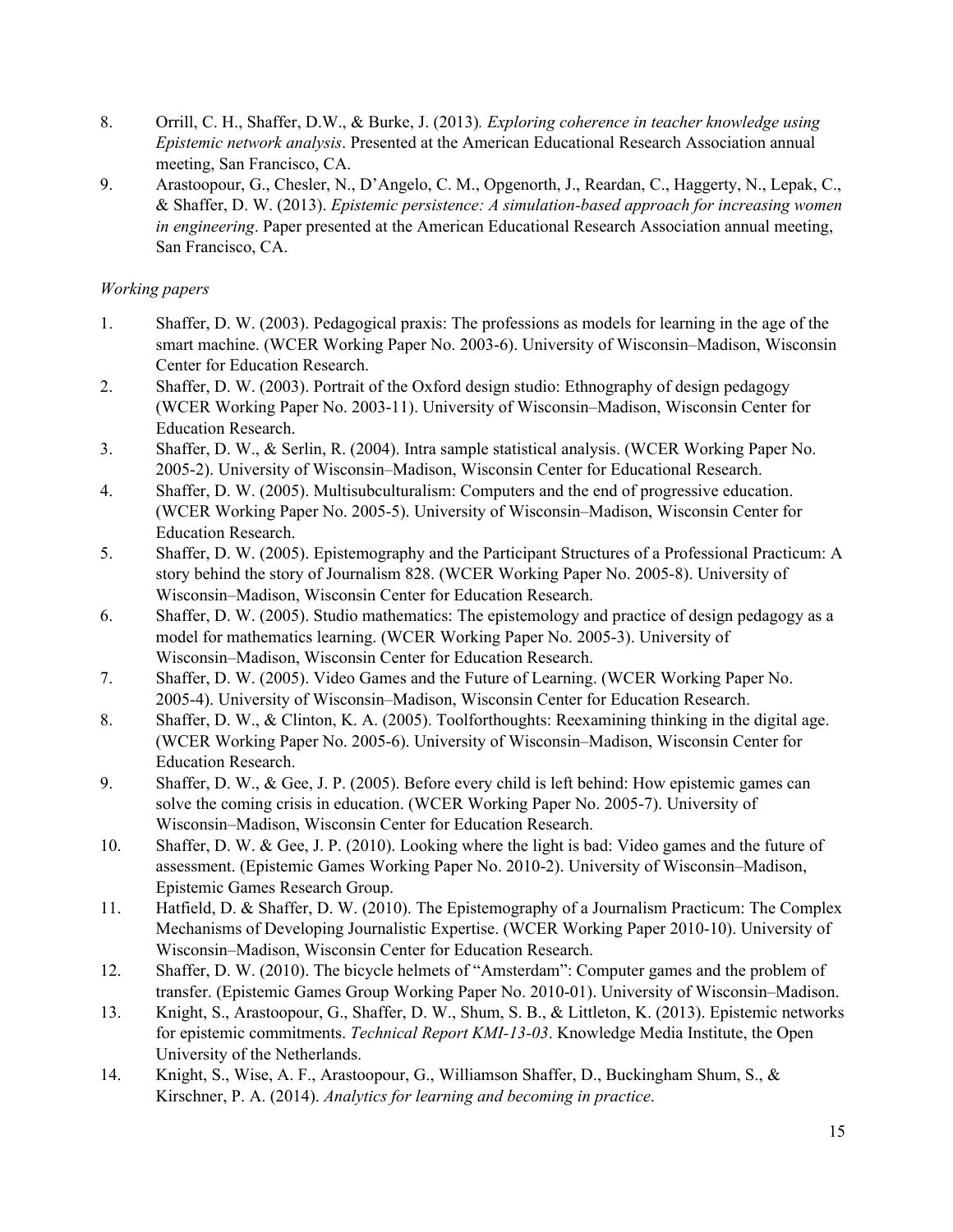8. Orrill, C. H., Shaffer, D.W., & Burke, J. (2013). *Exploring coherence in teacher knowledge using Epistemic network analysis*. Presented at the American Educational Research Association annual meeting, San Francisco, CA.
9. Arastoopour, G., Chesler, N., D'Angelo, C. M., Opgenorth, J., Reardan, C., Haggerty, N., Lepak, C., & Shaffer, D. W. (2013). *Epistemic persistence: A simulation-based approach for increasing women in engineering*. Paper presented at the American Educational Research Association annual meeting, San Francisco, CA.

*Working papers*

1. Shaffer, D. W. (2003). Pedagogical praxis: The professions as models for learning in the age of the smart machine. (WCER Working Paper No. 2003-6). University of Wisconsin–Madison, Wisconsin Center for Education Research.
2. Shaffer, D. W. (2003). Portrait of the Oxford design studio: Ethnography of design pedagogy (WCER Working Paper No. 2003-11). University of Wisconsin–Madison, Wisconsin Center for Education Research.
3. Shaffer, D. W., & Serlin, R. (2004). Intra sample statistical analysis. (WCER Working Paper No. 2005-2). University of Wisconsin–Madison, Wisconsin Center for Educational Research.
4. Shaffer, D. W. (2005). Multisubculturalism: Computers and the end of progressive education. (WCER Working Paper No. 2005-5). University of Wisconsin–Madison, Wisconsin Center for Education Research.
5. Shaffer, D. W. (2005). Epistemography and the Participant Structures of a Professional Practicum: A story behind the story of Journalism 828. (WCER Working Paper No. 2005-8). University of Wisconsin–Madison, Wisconsin Center for Education Research.
6. Shaffer, D. W. (2005). Studio mathematics: The epistemology and practice of design pedagogy as a model for mathematics learning. (WCER Working Paper No. 2005-3). University of Wisconsin–Madison, Wisconsin Center for Education Research.
7. Shaffer, D. W. (2005). Video Games and the Future of Learning. (WCER Working Paper No. 2005-4). University of Wisconsin–Madison, Wisconsin Center for Education Research.
8. Shaffer, D. W., & Clinton, K. A. (2005). Toolforthoughts: Reexamining thinking in the digital age. (WCER Working Paper No. 2005-6). University of Wisconsin–Madison, Wisconsin Center for Education Research.
9. Shaffer, D. W., & Gee, J. P. (2005). Before every child is left behind: How epistemic games can solve the coming crisis in education. (WCER Working Paper No. 2005-7). University of Wisconsin–Madison, Wisconsin Center for Education Research.
10. Shaffer, D. W. & Gee, J. P. (2010). Looking where the light is bad: Video games and the future of assessment. (Epistemic Games Working Paper No. 2010-2). University of Wisconsin–Madison, Epistemic Games Research Group.
11. Hatfield, D. & Shaffer, D. W. (2010). The Epistemography of a Journalism Practicum: The Complex Mechanisms of Developing Journalistic Expertise. (WCER Working Paper 2010-10). University of Wisconsin–Madison, Wisconsin Center for Education Research.
12. Shaffer, D. W. (2010). The bicycle helmets of "Amsterdam": Computer games and the problem of transfer. (Epistemic Games Group Working Paper No. 2010-01). University of Wisconsin–Madison.
13. Knight, S., Arastoopour, G., Shaffer, D. W., Shum, S. B., & Littleton, K. (2013). Epistemic networks for epistemic commitments. *Technical Report KMI-13-03*. Knowledge Media Institute, the Open University of the Netherlands.
14. Knight, S., Wise, A. F., Arastoopour, G., Williamson Shaffer, D., Buckingham Shum, S., & Kirschner, P. A. (2014). *Analytics for learning and becoming in practice*.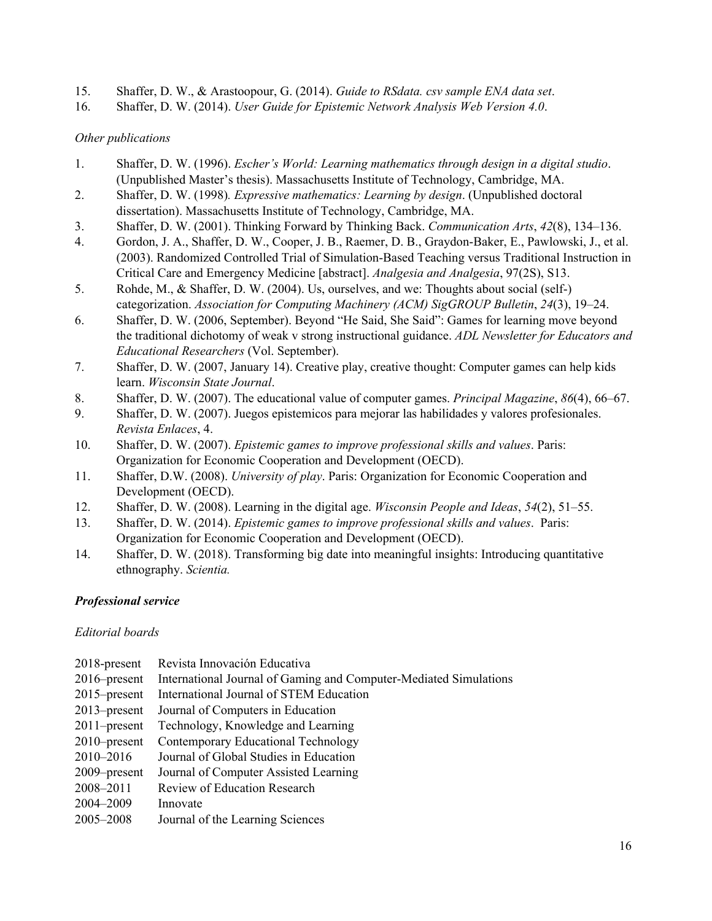15. Shaffer, D. W., & Arastoopour, G. (2014). *Guide to RSdata. csv sample ENA data set*.
16. Shaffer, D. W. (2014). *User Guide for Epistemic Network Analysis Web Version 4.0*.

*Other publications*

1. Shaffer, D. W. (1996). *Escher's World: Learning mathematics through design in a digital studio*. (Unpublished Master's thesis). Massachusetts Institute of Technology, Cambridge, MA.
2. Shaffer, D. W. (1998). *Expressive mathematics: Learning by design*. (Unpublished doctoral dissertation). Massachusetts Institute of Technology, Cambridge, MA.
3. Shaffer, D. W. (2001). Thinking Forward by Thinking Back. *Communication Arts*, *42*(8), 134–136.
4. Gordon, J. A., Shaffer, D. W., Cooper, J. B., Raemer, D. B., Graydon-Baker, E., Pawlowski, J., et al. (2003). Randomized Controlled Trial of Simulation-Based Teaching versus Traditional Instruction in Critical Care and Emergency Medicine [abstract]. *Analgesia and Analgesia*, 97(2S), S13.
5. Rohde, M., & Shaffer, D. W. (2004). Us, ourselves, and we: Thoughts about social (self-) categorization. *Association for Computing Machinery (ACM) SigGROUP Bulletin*, *24*(3), 19–24.
6. Shaffer, D. W. (2006, September). Beyond "He Said, She Said": Games for learning move beyond the traditional dichotomy of weak v strong instructional guidance. *ADL Newsletter for Educators and Educational Researchers* (Vol. September).
7. Shaffer, D. W. (2007, January 14). Creative play, creative thought: Computer games can help kids learn. *Wisconsin State Journal*.
8. Shaffer, D. W. (2007). The educational value of computer games. *Principal Magazine*, *86*(4), 66–67.
9. Shaffer, D. W. (2007). Juegos epistemicos para mejorar las habilidades y valores profesionales. *Revista Enlaces*, 4.
10. Shaffer, D. W. (2007). *Epistemic games to improve professional skills and values*. Paris: Organization for Economic Cooperation and Development (OECD).
11. Shaffer, D.W. (2008). *University of play*. Paris: Organization for Economic Cooperation and Development (OECD).
12. Shaffer, D. W. (2008). Learning in the digital age. *Wisconsin People and Ideas*, *54*(2), 51–55.
13. Shaffer, D. W. (2014). *Epistemic games to improve professional skills and values*. Paris: Organization for Economic Cooperation and Development (OECD).
14. Shaffer, D. W. (2018). Transforming big date into meaningful insights: Introducing quantitative ethnography. *Scientia.*

***Professional service***

*Editorial boards*

2018-present Revista Innovación Educativa
2016–present International Journal of Gaming and Computer-Mediated Simulations
2015–present International Journal of STEM Education
2013–present Journal of Computers in Education
2011–present Technology, Knowledge and Learning
2010–present Contemporary Educational Technology
2010–2016 Journal of Global Studies in Education
2009–present Journal of Computer Assisted Learning
2008–2011 Review of Education Research
2004–2009 Innovate
2005–2008 Journal of the Learning Sciences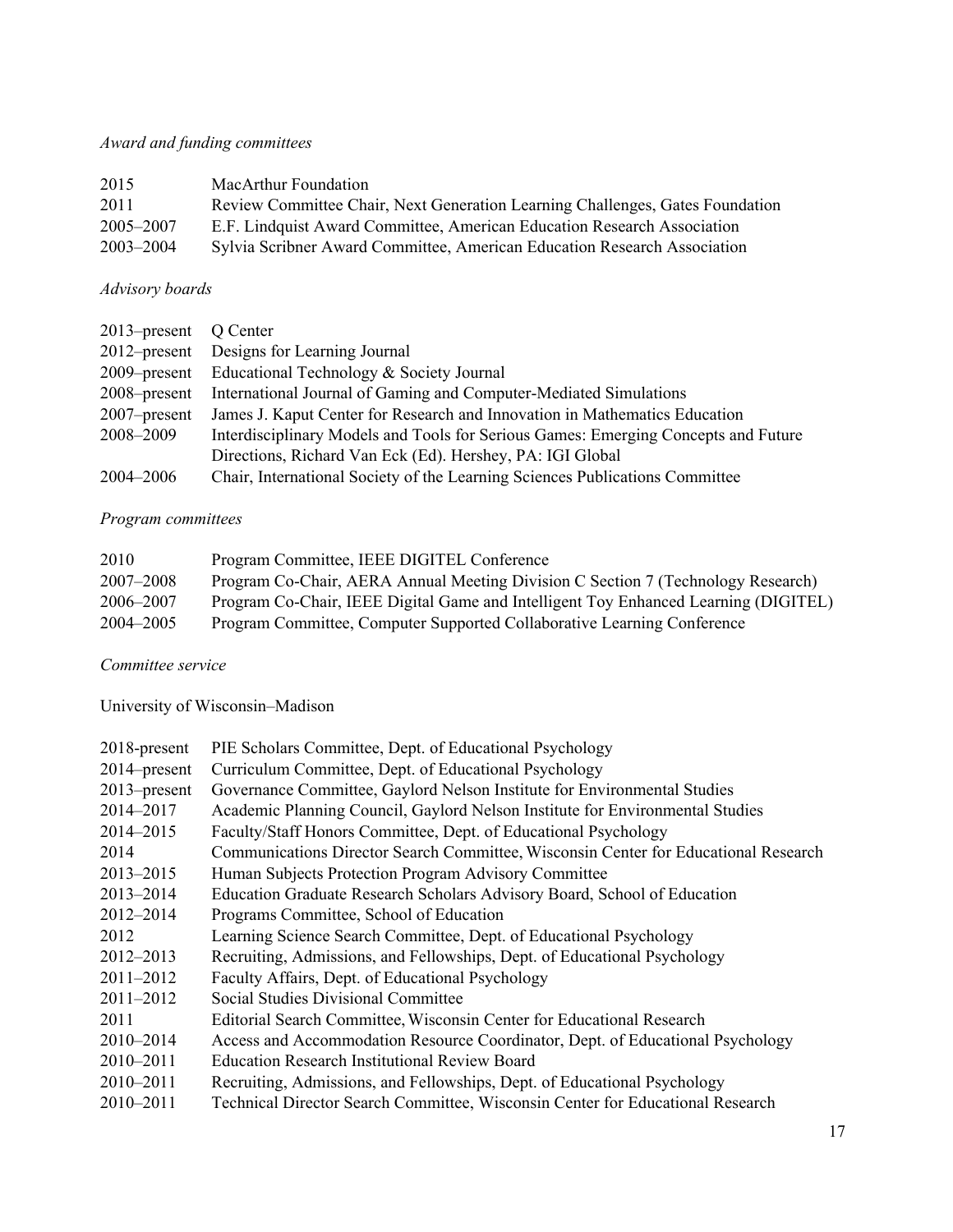*Award and funding committees*

| | |
|---|---|
| 2015 | MacArthur Foundation |
| 2011 | Review Committee Chair, Next Generation Learning Challenges, Gates Foundation |
| 2005–2007 | E.F. Lindquist Award Committee, American Education Research Association |
| 2003–2004 | Sylvia Scribner Award Committee, American Education Research Association |

*Advisory boards*

| | |
|---|---|
| 2013–present | Q Center |
| 2012–present | Designs for Learning Journal |
| 2009–present | Educational Technology & Society Journal |
| 2008–present | International Journal of Gaming and Computer-Mediated Simulations |
| 2007–present | James J. Kaput Center for Research and Innovation in Mathematics Education |
| 2008–2009 | Interdisciplinary Models and Tools for Serious Games: Emerging Concepts and Future Directions, Richard Van Eck (Ed). Hershey, PA: IGI Global |
| 2004–2006 | Chair, International Society of the Learning Sciences Publications Committee |

*Program committees*

| | |
|---|---|
| 2010 | Program Committee, IEEE DIGITEL Conference |
| 2007–2008 | Program Co-Chair, AERA Annual Meeting Division C Section 7 (Technology Research) |
| 2006–2007 | Program Co-Chair, IEEE Digital Game and Intelligent Toy Enhanced Learning (DIGITEL) |
| 2004–2005 | Program Committee, Computer Supported Collaborative Learning Conference |

*Committee service*

University of Wisconsin–Madison

| | |
|---|---|
| 2018-present | PIE Scholars Committee, Dept. of Educational Psychology |
| 2014–present | Curriculum Committee, Dept. of Educational Psychology |
| 2013–present | Governance Committee, Gaylord Nelson Institute for Environmental Studies |
| 2014–2017 | Academic Planning Council, Gaylord Nelson Institute for Environmental Studies |
| 2014–2015 | Faculty/Staff Honors Committee, Dept. of Educational Psychology |
| 2014 | Communications Director Search Committee, Wisconsin Center for Educational Research |
| 2013–2015 | Human Subjects Protection Program Advisory Committee |
| 2013–2014 | Education Graduate Research Scholars Advisory Board, School of Education |
| 2012–2014 | Programs Committee, School of Education |
| 2012 | Learning Science Search Committee, Dept. of Educational Psychology |
| 2012–2013 | Recruiting, Admissions, and Fellowships, Dept. of Educational Psychology |
| 2011–2012 | Faculty Affairs, Dept. of Educational Psychology |
| 2011–2012 | Social Studies Divisional Committee |
| 2011 | Editorial Search Committee, Wisconsin Center for Educational Research |
| 2010–2014 | Access and Accommodation Resource Coordinator, Dept. of Educational Psychology |
| 2010–2011 | Education Research Institutional Review Board |
| 2010–2011 | Recruiting, Admissions, and Fellowships, Dept. of Educational Psychology |
| 2010–2011 | Technical Director Search Committee, Wisconsin Center for Educational Research |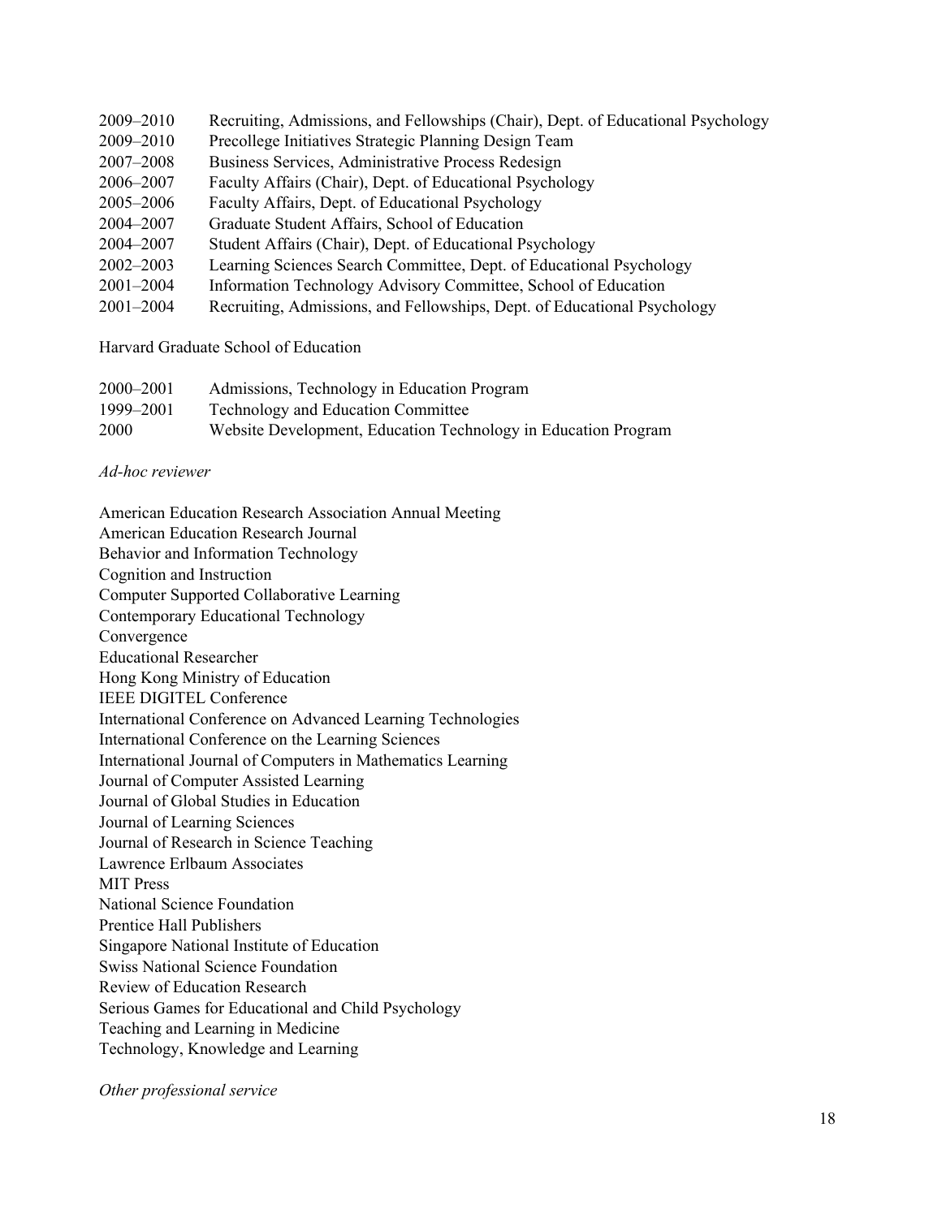2009–2010 Recruiting, Admissions, and Fellowships (Chair), Dept. of Educational Psychology
2009–2010 Precollege Initiatives Strategic Planning Design Team
2007–2008 Business Services, Administrative Process Redesign
2006–2007 Faculty Affairs (Chair), Dept. of Educational Psychology
2005–2006 Faculty Affairs, Dept. of Educational Psychology
2004–2007 Graduate Student Affairs, School of Education
2004–2007 Student Affairs (Chair), Dept. of Educational Psychology
2002–2003 Learning Sciences Search Committee, Dept. of Educational Psychology
2001–2004 Information Technology Advisory Committee, School of Education
2001–2004 Recruiting, Admissions, and Fellowships, Dept. of Educational Psychology

Harvard Graduate School of Education

2000–2001 Admissions, Technology in Education Program
1999–2001 Technology and Education Committee
2000 Website Development, Education Technology in Education Program

*Ad-hoc reviewer*

American Education Research Association Annual Meeting
American Education Research Journal
Behavior and Information Technology
Cognition and Instruction
Computer Supported Collaborative Learning
Contemporary Educational Technology
Convergence
Educational Researcher
Hong Kong Ministry of Education
IEEE DIGITEL Conference
International Conference on Advanced Learning Technologies
International Conference on the Learning Sciences
International Journal of Computers in Mathematics Learning
Journal of Computer Assisted Learning
Journal of Global Studies in Education
Journal of Learning Sciences
Journal of Research in Science Teaching
Lawrence Erlbaum Associates
MIT Press
National Science Foundation
Prentice Hall Publishers
Singapore National Institute of Education
Swiss National Science Foundation
Review of Education Research
Serious Games for Educational and Child Psychology
Teaching and Learning in Medicine
Technology, Knowledge and Learning

*Other professional service*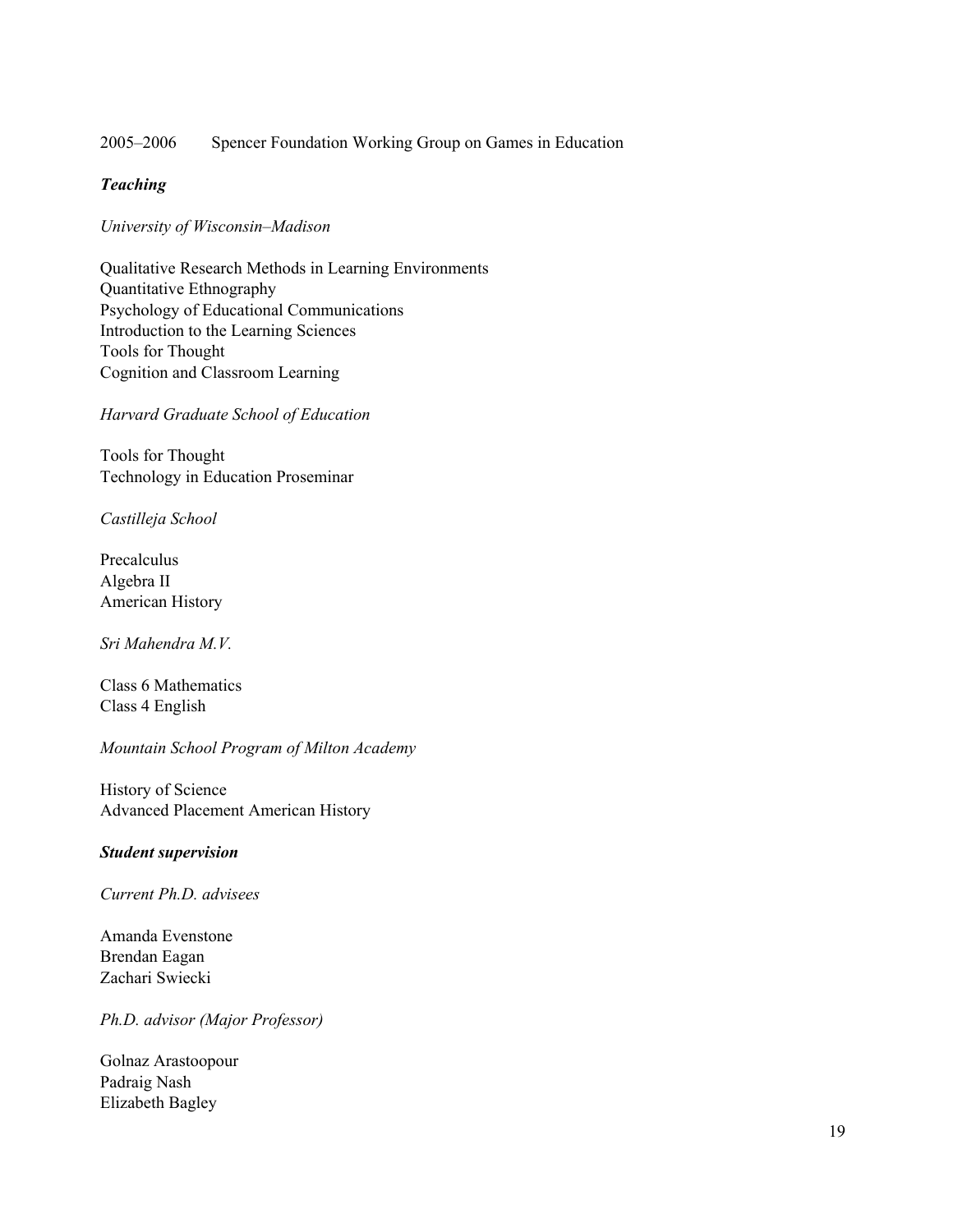2005–2006 Spencer Foundation Working Group on Games in Education

***Teaching***

*University of Wisconsin–Madison*

Qualitative Research Methods in Learning Environments
Quantitative Ethnography
Psychology of Educational Communications
Introduction to the Learning Sciences
Tools for Thought
Cognition and Classroom Learning

*Harvard Graduate School of Education*

Tools for Thought
Technology in Education Proseminar

*Castilleja School*

Precalculus
Algebra II
American History

*Sri Mahendra M.V.*

Class 6 Mathematics
Class 4 English

*Mountain School Program of Milton Academy*

History of Science
Advanced Placement American History

***Student supervision***

*Current Ph.D. advisees*

Amanda Evenstone
Brendan Eagan
Zachari Swiecki

*Ph.D. advisor (Major Professor)*

Golnaz Arastoopour
Padraig Nash
Elizabeth Bagley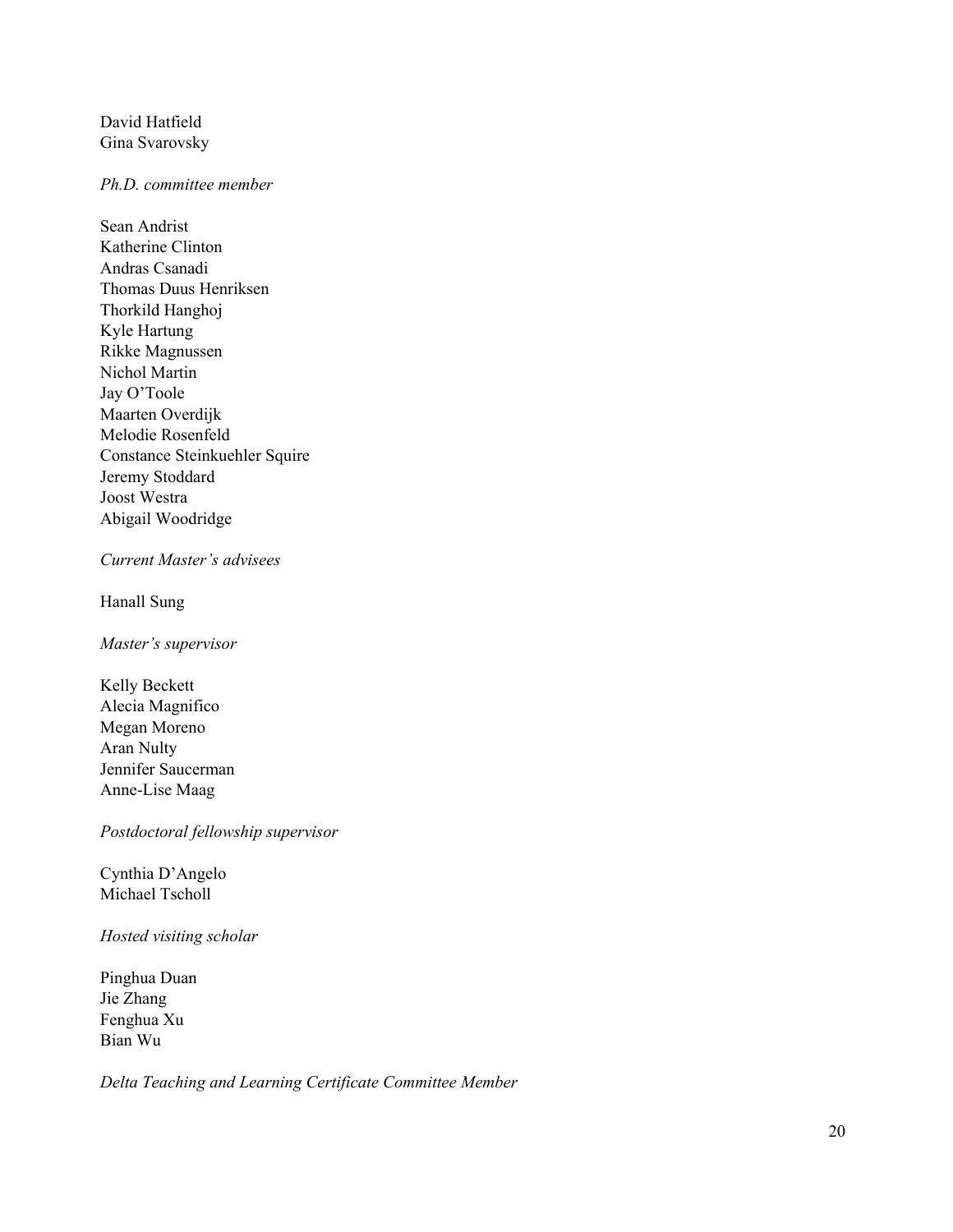David Hatfield
Gina Svarovsky

*Ph.D. committee member*

Sean Andrist
Katherine Clinton
Andras Csanadi
Thomas Duus Henriksen
Thorkild Hanghoj
Kyle Hartung
Rikke Magnussen
Nichol Martin
Jay O'Toole
Maarten Overdijk
Melodie Rosenfeld
Constance Steinkuehler Squire
Jeremy Stoddard
Joost Westra
Abigail Woodridge

*Current Master's advisees*

Hanall Sung

*Master's supervisor*

Kelly Beckett
Alecia Magnifico
Megan Moreno
Aran Nulty
Jennifer Saucerman
Anne-Lise Maag

*Postdoctoral fellowship supervisor*

Cynthia D'Angelo
Michael Tscholl

*Hosted visiting scholar*

Pinghua Duan
Jie Zhang
Fenghua Xu
Bian Wu

*Delta Teaching and Learning Certificate Committee Member*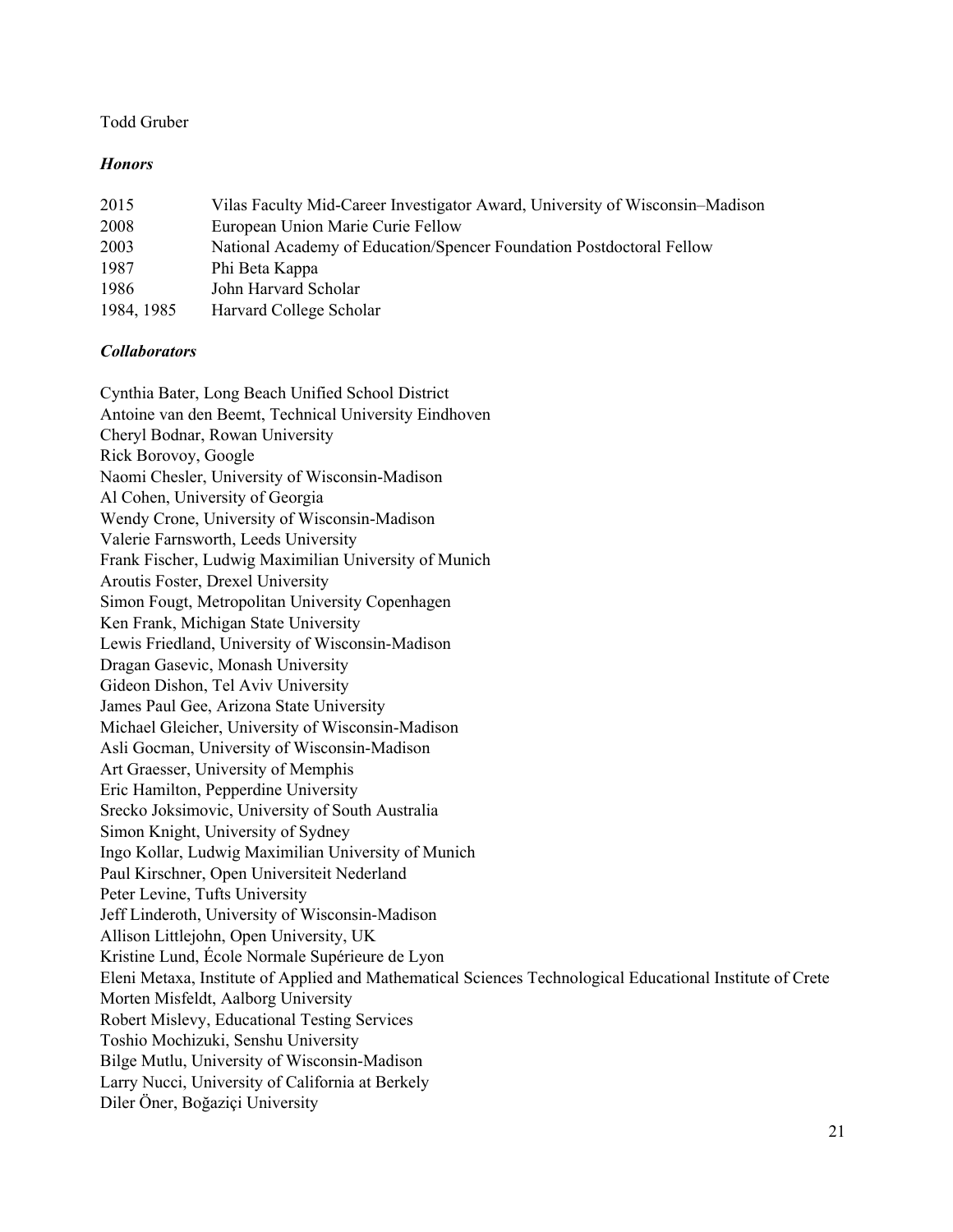Todd Gruber

***Honors***

| | |
|---|---|
| 2015 | Vilas Faculty Mid-Career Investigator Award, University of Wisconsin–Madison |
| 2008 | European Union Marie Curie Fellow |
| 2003 | National Academy of Education/Spencer Foundation Postdoctoral Fellow |
| 1987 | Phi Beta Kappa |
| 1986 | John Harvard Scholar |
| 1984, 1985 | Harvard College Scholar |

***Collaborators***

Cynthia Bater, Long Beach Unified School District
Antoine van den Beemt, Technical University Eindhoven
Cheryl Bodnar, Rowan University
Rick Borovoy, Google
Naomi Chesler, University of Wisconsin-Madison
Al Cohen, University of Georgia
Wendy Crone, University of Wisconsin-Madison
Valerie Farnsworth, Leeds University
Frank Fischer, Ludwig Maximilian University of Munich
Aroutis Foster, Drexel University
Simon Fougt, Metropolitan University Copenhagen
Ken Frank, Michigan State University
Lewis Friedland, University of Wisconsin-Madison
Dragan Gasevic, Monash University
Gideon Dishon, Tel Aviv University
James Paul Gee, Arizona State University
Michael Gleicher, University of Wisconsin-Madison
Asli Gocman, University of Wisconsin-Madison
Art Graesser, University of Memphis
Eric Hamilton, Pepperdine University
Srecko Joksimovic, University of South Australia
Simon Knight, University of Sydney
Ingo Kollar, Ludwig Maximilian University of Munich
Paul Kirschner, Open Universiteit Nederland
Peter Levine, Tufts University
Jeff Linderoth, University of Wisconsin-Madison
Allison Littlejohn, Open University, UK
Kristine Lund, École Normale Supérieure de Lyon
Eleni Metaxa, Institute of Applied and Mathematical Sciences Technological Educational Institute of Crete
Morten Misfeldt, Aalborg University
Robert Mislevy, Educational Testing Services
Toshio Mochizuki, Senshu University
Bilge Mutlu, University of Wisconsin-Madison
Larry Nucci, University of California at Berkely
Diler Öner, Boğaziçi University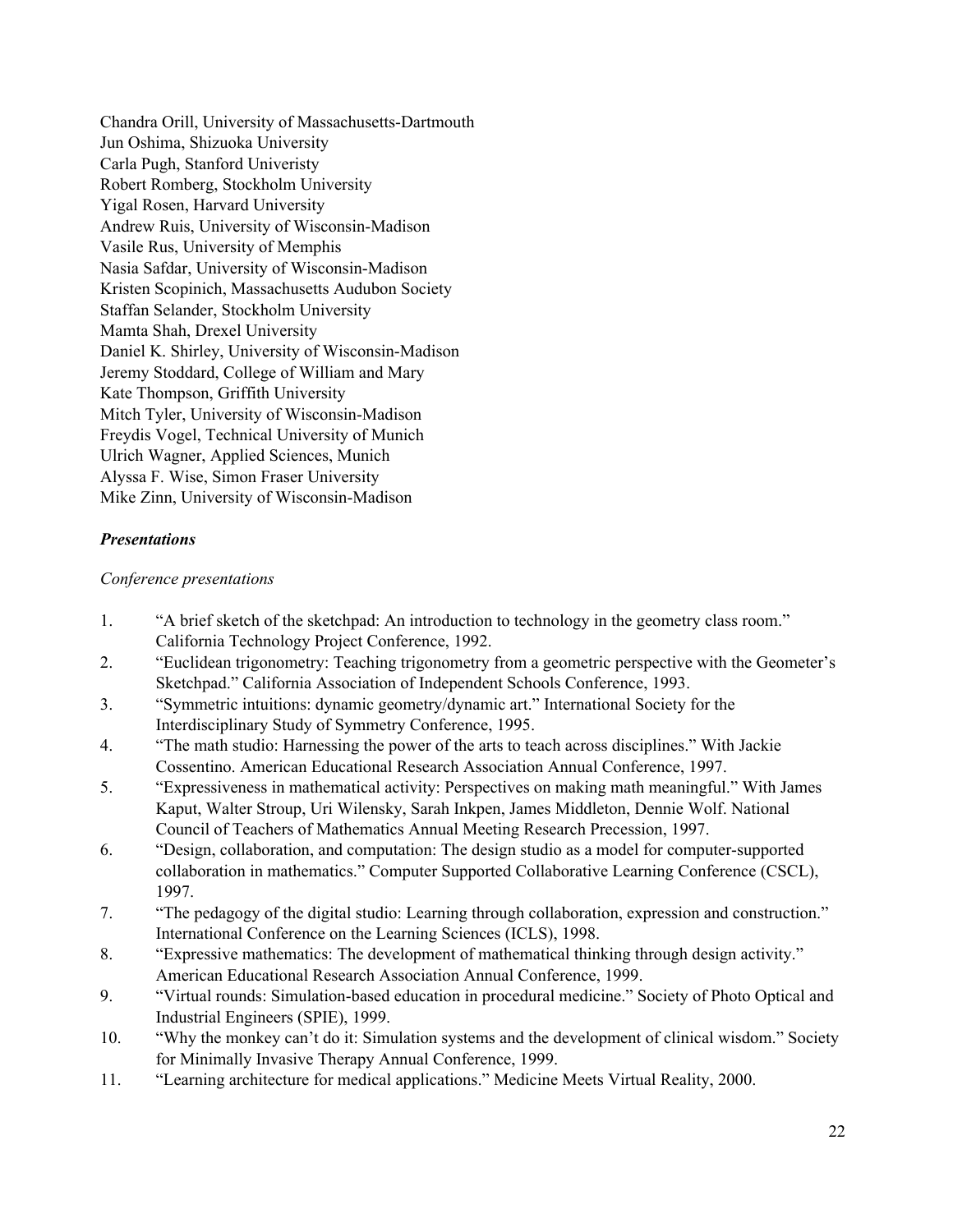Chandra Orill, University of Massachusetts-Dartmouth
Jun Oshima, Shizuoka University
Carla Pugh, Stanford Univeristy
Robert Romberg, Stockholm University
Yigal Rosen, Harvard University
Andrew Ruis, University of Wisconsin-Madison
Vasile Rus, University of Memphis
Nasia Safdar, University of Wisconsin-Madison
Kristen Scopinich, Massachusetts Audubon Society
Staffan Selander, Stockholm University
Mamta Shah, Drexel University
Daniel K. Shirley, University of Wisconsin-Madison
Jeremy Stoddard, College of William and Mary
Kate Thompson, Griffith University
Mitch Tyler, University of Wisconsin-Madison
Freydis Vogel, Technical University of Munich
Ulrich Wagner, Applied Sciences, Munich
Alyssa F. Wise, Simon Fraser University
Mike Zinn, University of Wisconsin-Madison

***Presentations***

*Conference presentations*

1. "A brief sketch of the sketchpad: An introduction to technology in the geometry class room." California Technology Project Conference, 1992.
2. "Euclidean trigonometry: Teaching trigonometry from a geometric perspective with the Geometer's Sketchpad." California Association of Independent Schools Conference, 1993.
3. "Symmetric intuitions: dynamic geometry/dynamic art." International Society for the Interdisciplinary Study of Symmetry Conference, 1995.
4. "The math studio: Harnessing the power of the arts to teach across disciplines." With Jackie Cossentino. American Educational Research Association Annual Conference, 1997.
5. "Expressiveness in mathematical activity: Perspectives on making math meaningful." With James Kaput, Walter Stroup, Uri Wilensky, Sarah Inkpen, James Middleton, Dennie Wolf. National Council of Teachers of Mathematics Annual Meeting Research Precession, 1997.
6. "Design, collaboration, and computation: The design studio as a model for computer-supported collaboration in mathematics." Computer Supported Collaborative Learning Conference (CSCL), 1997.
7. "The pedagogy of the digital studio: Learning through collaboration, expression and construction." International Conference on the Learning Sciences (ICLS), 1998.
8. "Expressive mathematics: The development of mathematical thinking through design activity." American Educational Research Association Annual Conference, 1999.
9. "Virtual rounds: Simulation-based education in procedural medicine." Society of Photo Optical and Industrial Engineers (SPIE), 1999.
10. "Why the monkey can't do it: Simulation systems and the development of clinical wisdom." Society for Minimally Invasive Therapy Annual Conference, 1999.
11. "Learning architecture for medical applications." Medicine Meets Virtual Reality, 2000.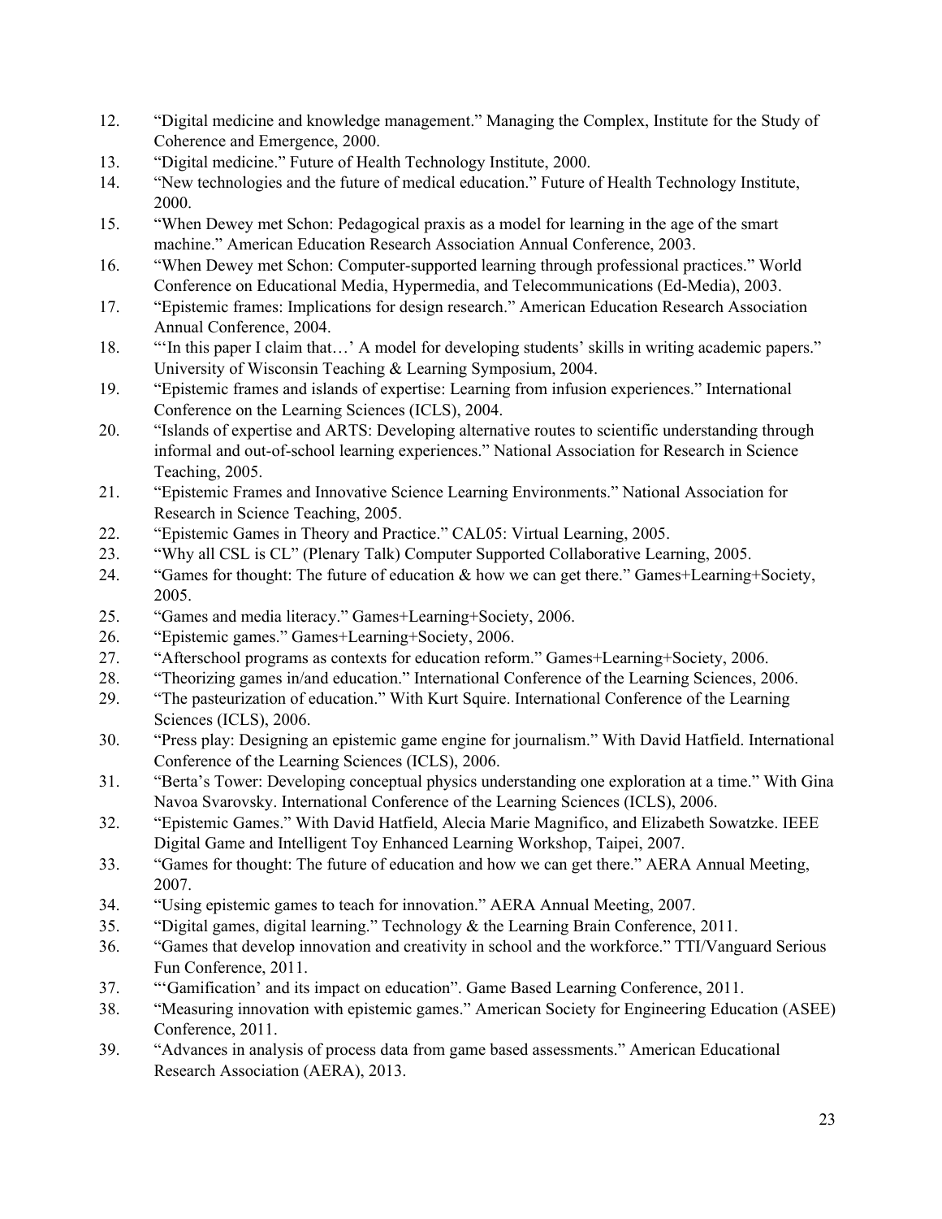12. "Digital medicine and knowledge management." Managing the Complex, Institute for the Study of Coherence and Emergence, 2000.
13. "Digital medicine." Future of Health Technology Institute, 2000.
14. "New technologies and the future of medical education." Future of Health Technology Institute, 2000.
15. "When Dewey met Schon: Pedagogical praxis as a model for learning in the age of the smart machine." American Education Research Association Annual Conference, 2003.
16. "When Dewey met Schon: Computer-supported learning through professional practices." World Conference on Educational Media, Hypermedia, and Telecommunications (Ed-Media), 2003.
17. "Epistemic frames: Implications for design research." American Education Research Association Annual Conference, 2004.
18. "'In this paper I claim that…' A model for developing students' skills in writing academic papers." University of Wisconsin Teaching & Learning Symposium, 2004.
19. "Epistemic frames and islands of expertise: Learning from infusion experiences." International Conference on the Learning Sciences (ICLS), 2004.
20. "Islands of expertise and ARTS: Developing alternative routes to scientific understanding through informal and out-of-school learning experiences." National Association for Research in Science Teaching, 2005.
21. "Epistemic Frames and Innovative Science Learning Environments." National Association for Research in Science Teaching, 2005.
22. "Epistemic Games in Theory and Practice." CAL05: Virtual Learning, 2005.
23. "Why all CSL is CL" (Plenary Talk) Computer Supported Collaborative Learning, 2005.
24. "Games for thought: The future of education & how we can get there." Games+Learning+Society, 2005.
25. "Games and media literacy." Games+Learning+Society, 2006.
26. "Epistemic games." Games+Learning+Society, 2006.
27. "Afterschool programs as contexts for education reform." Games+Learning+Society, 2006.
28. "Theorizing games in/and education." International Conference of the Learning Sciences, 2006.
29. "The pasteurization of education." With Kurt Squire. International Conference of the Learning Sciences (ICLS), 2006.
30. "Press play: Designing an epistemic game engine for journalism." With David Hatfield. International Conference of the Learning Sciences (ICLS), 2006.
31. "Berta's Tower: Developing conceptual physics understanding one exploration at a time." With Gina Navoa Svarovsky. International Conference of the Learning Sciences (ICLS), 2006.
32. "Epistemic Games." With David Hatfield, Alecia Marie Magnifico, and Elizabeth Sowatzke. IEEE Digital Game and Intelligent Toy Enhanced Learning Workshop, Taipei, 2007.
33. "Games for thought: The future of education and how we can get there." AERA Annual Meeting, 2007.
34. "Using epistemic games to teach for innovation." AERA Annual Meeting, 2007.
35. "Digital games, digital learning." Technology & the Learning Brain Conference, 2011.
36. "Games that develop innovation and creativity in school and the workforce." TTI/Vanguard Serious Fun Conference, 2011.
37. "'Gamification' and its impact on education". Game Based Learning Conference, 2011.
38. "Measuring innovation with epistemic games." American Society for Engineering Education (ASEE) Conference, 2011.
39. "Advances in analysis of process data from game based assessments." American Educational Research Association (AERA), 2013.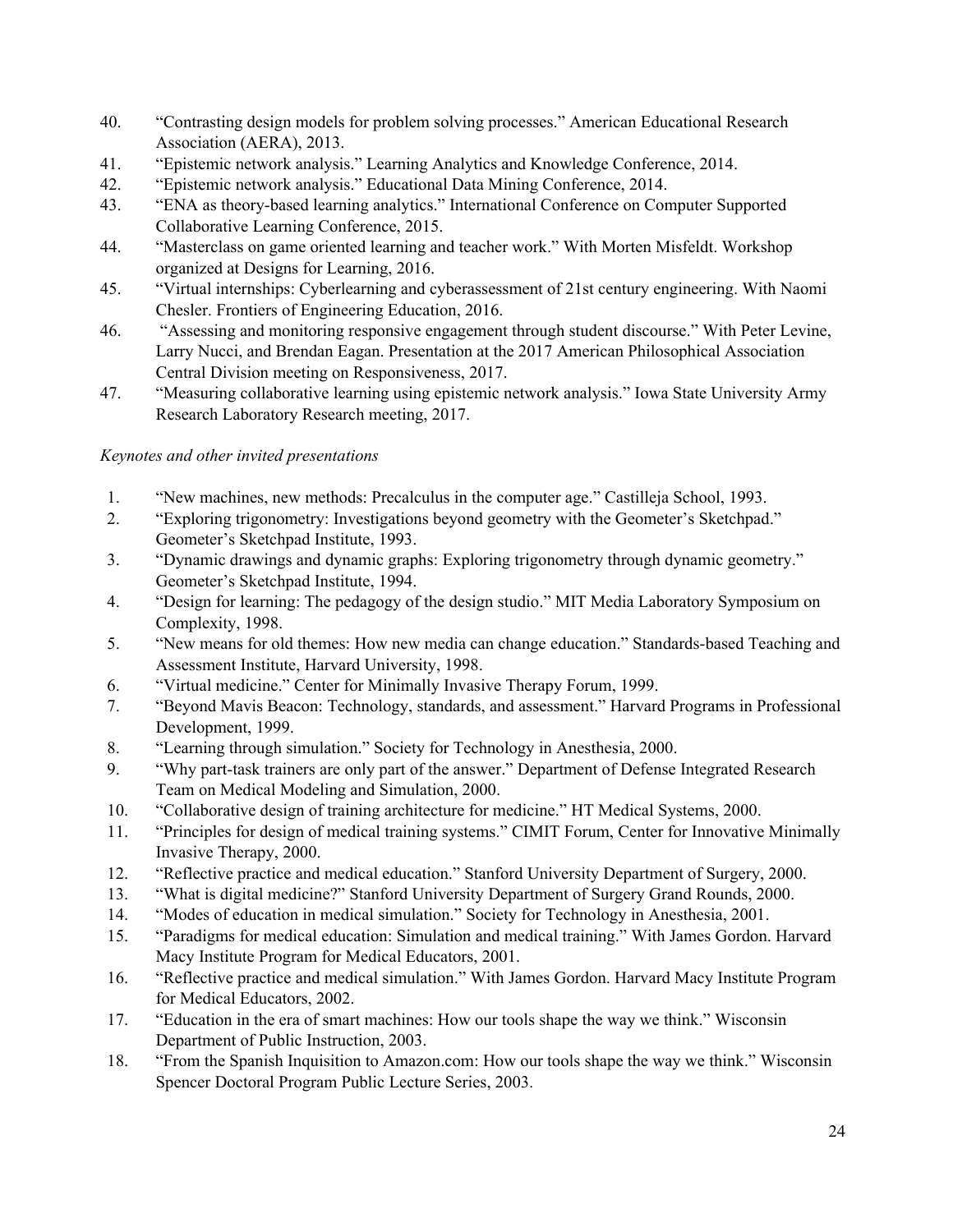40. "Contrasting design models for problem solving processes." American Educational Research Association (AERA), 2013.
41. "Epistemic network analysis." Learning Analytics and Knowledge Conference, 2014.
42. "Epistemic network analysis." Educational Data Mining Conference, 2014.
43. "ENA as theory-based learning analytics." International Conference on Computer Supported Collaborative Learning Conference, 2015.
44. "Masterclass on game oriented learning and teacher work." With Morten Misfeldt. Workshop organized at Designs for Learning, 2016.
45. "Virtual internships: Cyberlearning and cyberassessment of 21st century engineering. With Naomi Chesler. Frontiers of Engineering Education, 2016.
46. "Assessing and monitoring responsive engagement through student discourse." With Peter Levine, Larry Nucci, and Brendan Eagan. Presentation at the 2017 American Philosophical Association Central Division meeting on Responsiveness, 2017.
47. "Measuring collaborative learning using epistemic network analysis." Iowa State University Army Research Laboratory Research meeting, 2017.

*Keynotes and other invited presentations*

1. "New machines, new methods: Precalculus in the computer age." Castilleja School, 1993.
2. "Exploring trigonometry: Investigations beyond geometry with the Geometer's Sketchpad." Geometer's Sketchpad Institute, 1993.
3. "Dynamic drawings and dynamic graphs: Exploring trigonometry through dynamic geometry." Geometer's Sketchpad Institute, 1994.
4. "Design for learning: The pedagogy of the design studio." MIT Media Laboratory Symposium on Complexity, 1998.
5. "New means for old themes: How new media can change education." Standards-based Teaching and Assessment Institute, Harvard University, 1998.
6. "Virtual medicine." Center for Minimally Invasive Therapy Forum, 1999.
7. "Beyond Mavis Beacon: Technology, standards, and assessment." Harvard Programs in Professional Development, 1999.
8. "Learning through simulation." Society for Technology in Anesthesia, 2000.
9. "Why part-task trainers are only part of the answer." Department of Defense Integrated Research Team on Medical Modeling and Simulation, 2000.
10. "Collaborative design of training architecture for medicine." HT Medical Systems, 2000.
11. "Principles for design of medical training systems." CIMIT Forum, Center for Innovative Minimally Invasive Therapy, 2000.
12. "Reflective practice and medical education." Stanford University Department of Surgery, 2000.
13. "What is digital medicine?" Stanford University Department of Surgery Grand Rounds, 2000.
14. "Modes of education in medical simulation." Society for Technology in Anesthesia, 2001.
15. "Paradigms for medical education: Simulation and medical training." With James Gordon. Harvard Macy Institute Program for Medical Educators, 2001.
16. "Reflective practice and medical simulation." With James Gordon. Harvard Macy Institute Program for Medical Educators, 2002.
17. "Education in the era of smart machines: How our tools shape the way we think." Wisconsin Department of Public Instruction, 2003.
18. "From the Spanish Inquisition to Amazon.com: How our tools shape the way we think." Wisconsin Spencer Doctoral Program Public Lecture Series, 2003.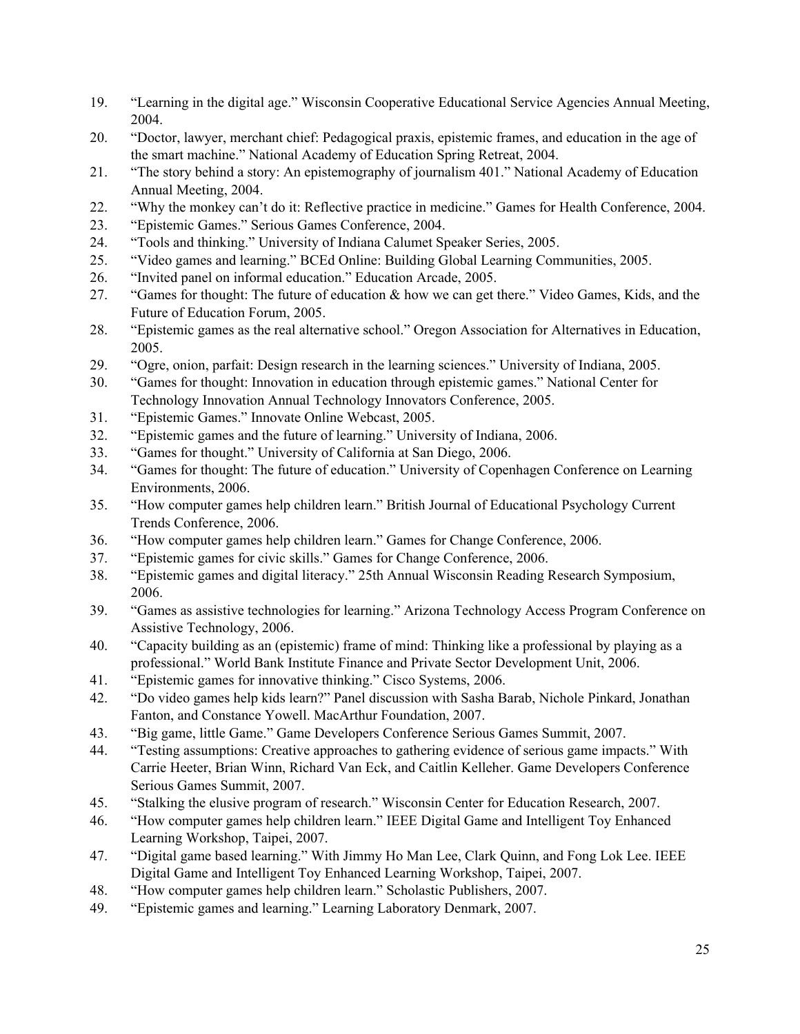19. "Learning in the digital age." Wisconsin Cooperative Educational Service Agencies Annual Meeting, 2004.
20. "Doctor, lawyer, merchant chief: Pedagogical praxis, epistemic frames, and education in the age of the smart machine." National Academy of Education Spring Retreat, 2004.
21. "The story behind a story: An epistemography of journalism 401." National Academy of Education Annual Meeting, 2004.
22. "Why the monkey can't do it: Reflective practice in medicine." Games for Health Conference, 2004.
23. "Epistemic Games." Serious Games Conference, 2004.
24. "Tools and thinking." University of Indiana Calumet Speaker Series, 2005.
25. "Video games and learning." BCEd Online: Building Global Learning Communities, 2005.
26. "Invited panel on informal education." Education Arcade, 2005.
27. "Games for thought: The future of education & how we can get there." Video Games, Kids, and the Future of Education Forum, 2005.
28. "Epistemic games as the real alternative school." Oregon Association for Alternatives in Education, 2005.
29. "Ogre, onion, parfait: Design research in the learning sciences." University of Indiana, 2005.
30. "Games for thought: Innovation in education through epistemic games." National Center for Technology Innovation Annual Technology Innovators Conference, 2005.
31. "Epistemic Games." Innovate Online Webcast, 2005.
32. "Epistemic games and the future of learning." University of Indiana, 2006.
33. "Games for thought." University of California at San Diego, 2006.
34. "Games for thought: The future of education." University of Copenhagen Conference on Learning Environments, 2006.
35. "How computer games help children learn." British Journal of Educational Psychology Current Trends Conference, 2006.
36. "How computer games help children learn." Games for Change Conference, 2006.
37. "Epistemic games for civic skills." Games for Change Conference, 2006.
38. "Epistemic games and digital literacy." 25th Annual Wisconsin Reading Research Symposium, 2006.
39. "Games as assistive technologies for learning." Arizona Technology Access Program Conference on Assistive Technology, 2006.
40. "Capacity building as an (epistemic) frame of mind: Thinking like a professional by playing as a professional." World Bank Institute Finance and Private Sector Development Unit, 2006.
41. "Epistemic games for innovative thinking." Cisco Systems, 2006.
42. "Do video games help kids learn?" Panel discussion with Sasha Barab, Nichole Pinkard, Jonathan Fanton, and Constance Yowell. MacArthur Foundation, 2007.
43. "Big game, little Game." Game Developers Conference Serious Games Summit, 2007.
44. "Testing assumptions: Creative approaches to gathering evidence of serious game impacts." With Carrie Heeter, Brian Winn, Richard Van Eck, and Caitlin Kelleher. Game Developers Conference Serious Games Summit, 2007.
45. "Stalking the elusive program of research." Wisconsin Center for Education Research, 2007.
46. "How computer games help children learn." IEEE Digital Game and Intelligent Toy Enhanced Learning Workshop, Taipei, 2007.
47. "Digital game based learning." With Jimmy Ho Man Lee, Clark Quinn, and Fong Lok Lee. IEEE Digital Game and Intelligent Toy Enhanced Learning Workshop, Taipei, 2007.
48. "How computer games help children learn." Scholastic Publishers, 2007.
49. "Epistemic games and learning." Learning Laboratory Denmark, 2007.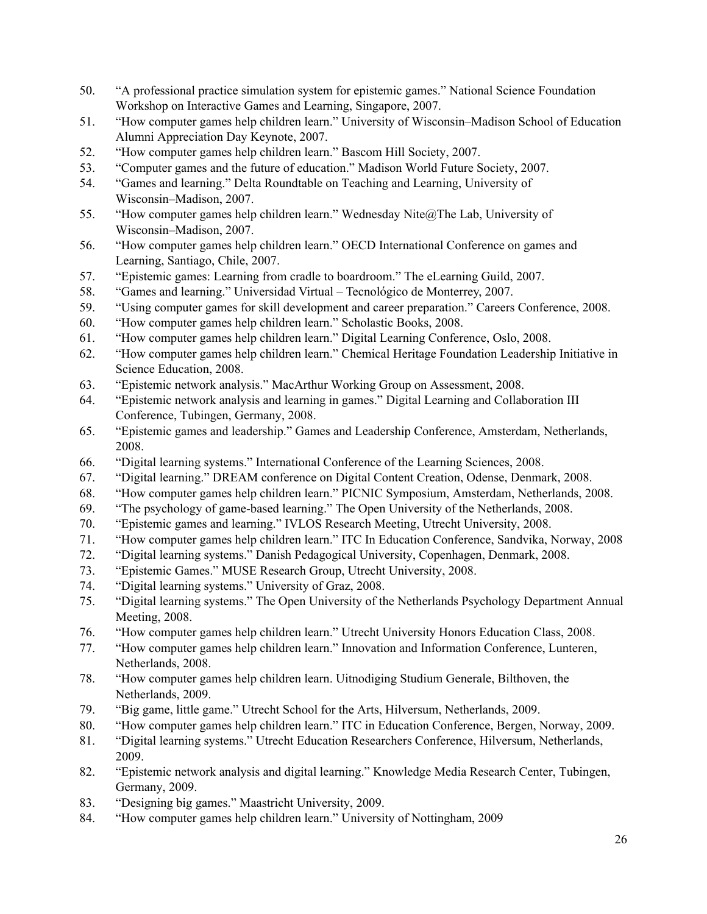50. "A professional practice simulation system for epistemic games." National Science Foundation Workshop on Interactive Games and Learning, Singapore, 2007.
51. "How computer games help children learn." University of Wisconsin–Madison School of Education Alumni Appreciation Day Keynote, 2007.
52. "How computer games help children learn." Bascom Hill Society, 2007.
53. "Computer games and the future of education." Madison World Future Society, 2007.
54. "Games and learning." Delta Roundtable on Teaching and Learning, University of Wisconsin–Madison, 2007.
55. "How computer games help children learn." Wednesday Nite@The Lab, University of Wisconsin–Madison, 2007.
56. "How computer games help children learn." OECD International Conference on games and Learning, Santiago, Chile, 2007.
57. "Epistemic games: Learning from cradle to boardroom." The eLearning Guild, 2007.
58. "Games and learning." Universidad Virtual – Tecnológico de Monterrey, 2007.
59. "Using computer games for skill development and career preparation." Careers Conference, 2008.
60. "How computer games help children learn." Scholastic Books, 2008.
61. "How computer games help children learn." Digital Learning Conference, Oslo, 2008.
62. "How computer games help children learn." Chemical Heritage Foundation Leadership Initiative in Science Education, 2008.
63. "Epistemic network analysis." MacArthur Working Group on Assessment, 2008.
64. "Epistemic network analysis and learning in games." Digital Learning and Collaboration III Conference, Tubingen, Germany, 2008.
65. "Epistemic games and leadership." Games and Leadership Conference, Amsterdam, Netherlands, 2008.
66. "Digital learning systems." International Conference of the Learning Sciences, 2008.
67. "Digital learning." DREAM conference on Digital Content Creation, Odense, Denmark, 2008.
68. "How computer games help children learn." PICNIC Symposium, Amsterdam, Netherlands, 2008.
69. "The psychology of game-based learning." The Open University of the Netherlands, 2008.
70. "Epistemic games and learning." IVLOS Research Meeting, Utrecht University, 2008.
71. "How computer games help children learn." ITC In Education Conference, Sandvika, Norway, 2008
72. "Digital learning systems." Danish Pedagogical University, Copenhagen, Denmark, 2008.
73. "Epistemic Games." MUSE Research Group, Utrecht University, 2008.
74. "Digital learning systems." University of Graz, 2008.
75. "Digital learning systems." The Open University of the Netherlands Psychology Department Annual Meeting, 2008.
76. "How computer games help children learn." Utrecht University Honors Education Class, 2008.
77. "How computer games help children learn." Innovation and Information Conference, Lunteren, Netherlands, 2008.
78. "How computer games help children learn. Uitnodiging Studium Generale, Bilthoven, the Netherlands, 2009.
79. "Big game, little game." Utrecht School for the Arts, Hilversum, Netherlands, 2009.
80. "How computer games help children learn." ITC in Education Conference, Bergen, Norway, 2009.
81. "Digital learning systems." Utrecht Education Researchers Conference, Hilversum, Netherlands, 2009.
82. "Epistemic network analysis and digital learning." Knowledge Media Research Center, Tubingen, Germany, 2009.
83. "Designing big games." Maastricht University, 2009.
84. "How computer games help children learn." University of Nottingham, 2009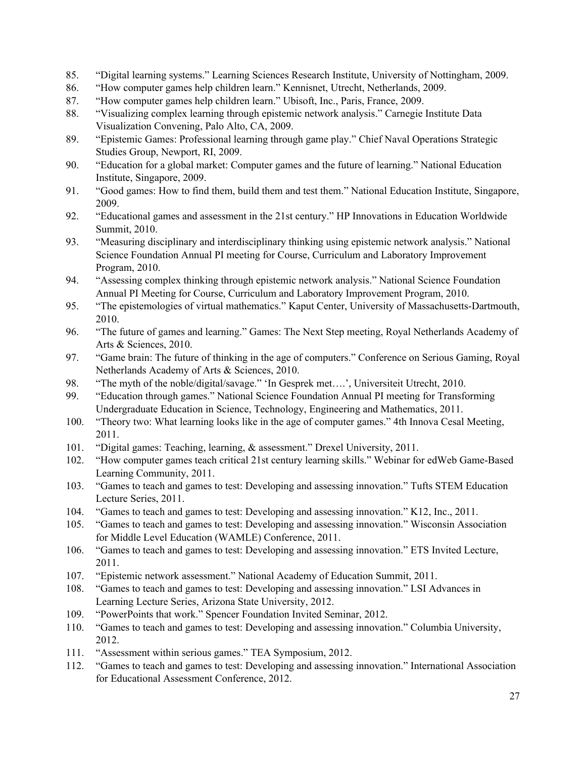85. "Digital learning systems." Learning Sciences Research Institute, University of Nottingham, 2009.
86. "How computer games help children learn." Kennisnet, Utrecht, Netherlands, 2009.
87. "How computer games help children learn." Ubisoft, Inc., Paris, France, 2009.
88. "Visualizing complex learning through epistemic network analysis." Carnegie Institute Data Visualization Convening, Palo Alto, CA, 2009.
89. "Epistemic Games: Professional learning through game play." Chief Naval Operations Strategic Studies Group, Newport, RI, 2009.
90. "Education for a global market: Computer games and the future of learning." National Education Institute, Singapore, 2009.
91. "Good games: How to find them, build them and test them." National Education Institute, Singapore, 2009.
92. "Educational games and assessment in the 21st century." HP Innovations in Education Worldwide Summit, 2010.
93. "Measuring disciplinary and interdisciplinary thinking using epistemic network analysis." National Science Foundation Annual PI meeting for Course, Curriculum and Laboratory Improvement Program, 2010.
94. "Assessing complex thinking through epistemic network analysis." National Science Foundation Annual PI Meeting for Course, Curriculum and Laboratory Improvement Program, 2010.
95. "The epistemologies of virtual mathematics." Kaput Center, University of Massachusetts-Dartmouth, 2010.
96. "The future of games and learning." Games: The Next Step meeting, Royal Netherlands Academy of Arts & Sciences, 2010.
97. "Game brain: The future of thinking in the age of computers." Conference on Serious Gaming, Royal Netherlands Academy of Arts & Sciences, 2010.
98. "The myth of the noble/digital/savage." 'In Gesprek met….', Universiteit Utrecht, 2010.
99. "Education through games." National Science Foundation Annual PI meeting for Transforming Undergraduate Education in Science, Technology, Engineering and Mathematics, 2011.
100. "Theory two: What learning looks like in the age of computer games." 4th Innova Cesal Meeting, 2011.
101. "Digital games: Teaching, learning, & assessment." Drexel University, 2011.
102. "How computer games teach critical 21st century learning skills." Webinar for edWeb Game-Based Learning Community, 2011.
103. "Games to teach and games to test: Developing and assessing innovation." Tufts STEM Education Lecture Series, 2011.
104. "Games to teach and games to test: Developing and assessing innovation." K12, Inc., 2011.
105. "Games to teach and games to test: Developing and assessing innovation." Wisconsin Association for Middle Level Education (WAMLE) Conference, 2011.
106. "Games to teach and games to test: Developing and assessing innovation." ETS Invited Lecture, 2011.
107. "Epistemic network assessment." National Academy of Education Summit, 2011.
108. "Games to teach and games to test: Developing and assessing innovation." LSI Advances in Learning Lecture Series, Arizona State University, 2012.
109. "PowerPoints that work." Spencer Foundation Invited Seminar, 2012.
110. "Games to teach and games to test: Developing and assessing innovation." Columbia University, 2012.
111. "Assessment within serious games." TEA Symposium, 2012.
112. "Games to teach and games to test: Developing and assessing innovation." International Association for Educational Assessment Conference, 2012.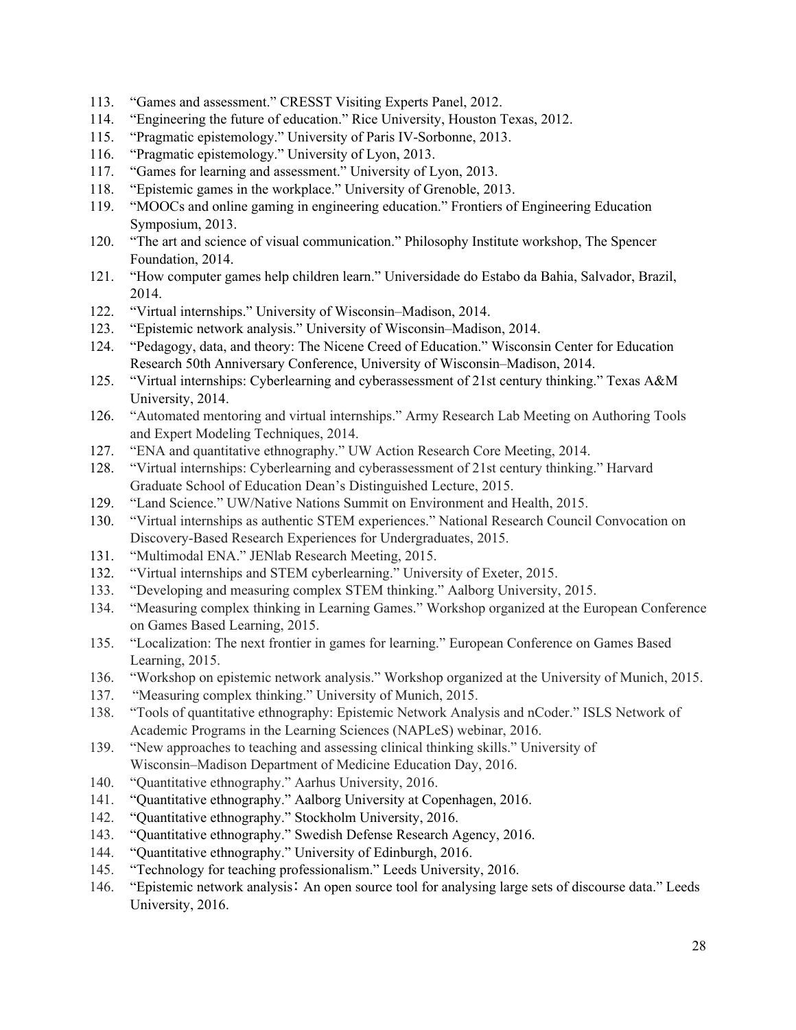113. "Games and assessment." CRESST Visiting Experts Panel, 2012.
114. "Engineering the future of education." Rice University, Houston Texas, 2012.
115. "Pragmatic epistemology." University of Paris IV-Sorbonne, 2013.
116. "Pragmatic epistemology." University of Lyon, 2013.
117. "Games for learning and assessment." University of Lyon, 2013.
118. "Epistemic games in the workplace." University of Grenoble, 2013.
119. "MOOCs and online gaming in engineering education." Frontiers of Engineering Education Symposium, 2013.
120. "The art and science of visual communication." Philosophy Institute workshop, The Spencer Foundation, 2014.
121. "How computer games help children learn." Universidade do Estabo da Bahia, Salvador, Brazil, 2014.
122. "Virtual internships." University of Wisconsin–Madison, 2014.
123. "Epistemic network analysis." University of Wisconsin–Madison, 2014.
124. "Pedagogy, data, and theory: The Nicene Creed of Education." Wisconsin Center for Education Research 50th Anniversary Conference, University of Wisconsin–Madison, 2014.
125. "Virtual internships: Cyberlearning and cyberassessment of 21st century thinking." Texas A&M University, 2014.
126. "Automated mentoring and virtual internships." Army Research Lab Meeting on Authoring Tools and Expert Modeling Techniques, 2014.
127. "ENA and quantitative ethnography." UW Action Research Core Meeting, 2014.
128. "Virtual internships: Cyberlearning and cyberassessment of 21st century thinking." Harvard Graduate School of Education Dean's Distinguished Lecture, 2015.
129. "Land Science." UW/Native Nations Summit on Environment and Health, 2015.
130. "Virtual internships as authentic STEM experiences." National Research Council Convocation on Discovery-Based Research Experiences for Undergraduates, 2015.
131. "Multimodal ENA." JENlab Research Meeting, 2015.
132. "Virtual internships and STEM cyberlearning." University of Exeter, 2015.
133. "Developing and measuring complex STEM thinking." Aalborg University, 2015.
134. "Measuring complex thinking in Learning Games." Workshop organized at the European Conference on Games Based Learning, 2015.
135. "Localization: The next frontier in games for learning." European Conference on Games Based Learning, 2015.
136. "Workshop on epistemic network analysis." Workshop organized at the University of Munich, 2015.
137. "Measuring complex thinking." University of Munich, 2015.
138. "Tools of quantitative ethnography: Epistemic Network Analysis and nCoder." ISLS Network of Academic Programs in the Learning Sciences (NAPLeS) webinar, 2016.
139. "New approaches to teaching and assessing clinical thinking skills." University of Wisconsin–Madison Department of Medicine Education Day, 2016.
140. "Quantitative ethnography." Aarhus University, 2016.
141. "Quantitative ethnography." Aalborg University at Copenhagen, 2016.
142. "Quantitative ethnography." Stockholm University, 2016.
143. "Quantitative ethnography." Swedish Defense Research Agency, 2016.
144. "Quantitative ethnography." University of Edinburgh, 2016.
145. "Technology for teaching professionalism." Leeds University, 2016.
146. "Epistemic network analysis： An open source tool for analysing large sets of discourse data." Leeds University, 2016.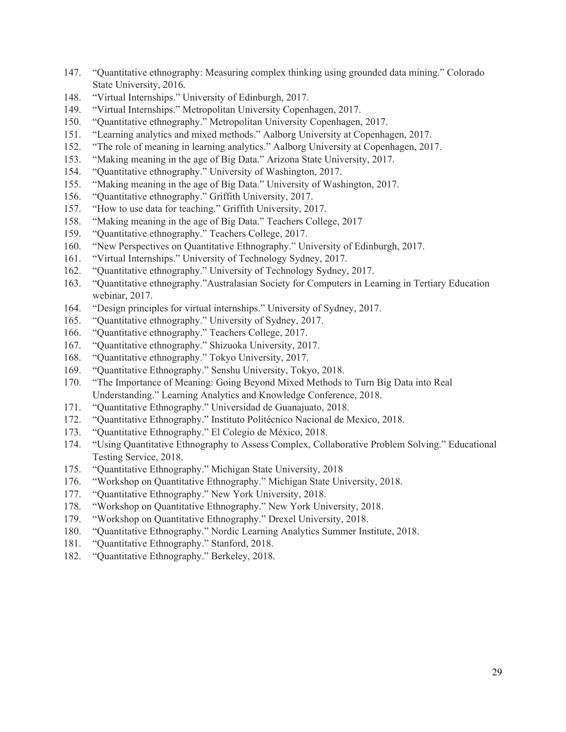147. “Quantitative ethnography: Measuring complex thinking using grounded data mining.” Colorado State University, 2016.
148. “Virtual Internships.” University of Edinburgh, 2017.
149. “Virtual Internships.” Metropolitan University Copenhagen, 2017.
150. “Quantitative ethnography.” Metropolitan University Copenhagen, 2017.
151. “Learning analytics and mixed methods.” Aalborg University at Copenhagen, 2017.
152. “The role of meaning in learning analytics.” Aalborg University at Copenhagen, 2017.
153. “Making meaning in the age of Big Data.” Arizona State University, 2017.
154. “Quantitative ethnography.” University of Washington, 2017.
155. “Making meaning in the age of Big Data.” University of Washington, 2017.
156. “Quantitative ethnography.” Griffith University, 2017.
157. “How to use data for teaching.” Griffith University, 2017.
158. “Making meaning in the age of Big Data.” Teachers College, 2017
159. “Quantitative ethnography.” Teachers College, 2017.
160. “New Perspectives on Quantitative Ethnography.” University of Edinburgh, 2017.
161. “Virtual Internships.” University of Technology Sydney, 2017.
162. “Quantitative ethnography.” University of Technology Sydney, 2017.
163. “Quantitative ethnography.”Australasian Society for Computers in Learning in Tertiary Education webinar, 2017.
164. “Design principles for virtual internships.” University of Sydney, 2017.
165. “Quantitative ethnography.” University of Sydney, 2017.
166. “Quantitative ethnography.” Teachers College, 2017.
167. “Quantitative ethnography.” Shizuoka University, 2017.
168. “Quantitative ethnography.” Tokyo University, 2017.
169. “Quantitative Ethnography.” Senshu University, Tokyo, 2018.
170. “The Importance of Meaning: Going Beyond Mixed Methods to Turn Big Data into Real Understanding.” Learning Analytics and Knowledge Conference, 2018.
171. “Quantitative Ethnography.” Universidad de Guanajuato, 2018.
172. “Quantitative Ethnography.” Instituto Politécnico Nacional de Mexico, 2018.
173. “Quantitative Ethnography.” El Colegio de México, 2018.
174. “Using Quantitative Ethnography to Assess Complex, Collaborative Problem Solving.” Educational Testing Service, 2018.
175. “Quantitative Ethnography.” Michigan State University, 2018
176. “Workshop on Quantitative Ethnography.” Michigan State University, 2018.
177. “Quantitative Ethnography.” New York University, 2018.
178. “Workshop on Quantitative Ethnography.” New York University, 2018.
179. “Workshop on Quantitative Ethnography.” Drexel University, 2018.
180. “Quantitative Ethnography.” Nordic Learning Analytics Summer Institute, 2018.
181. “Quantitative Ethnography.” Stanford, 2018.
182. “Quantitative Ethnography.” Berkeley, 2018.